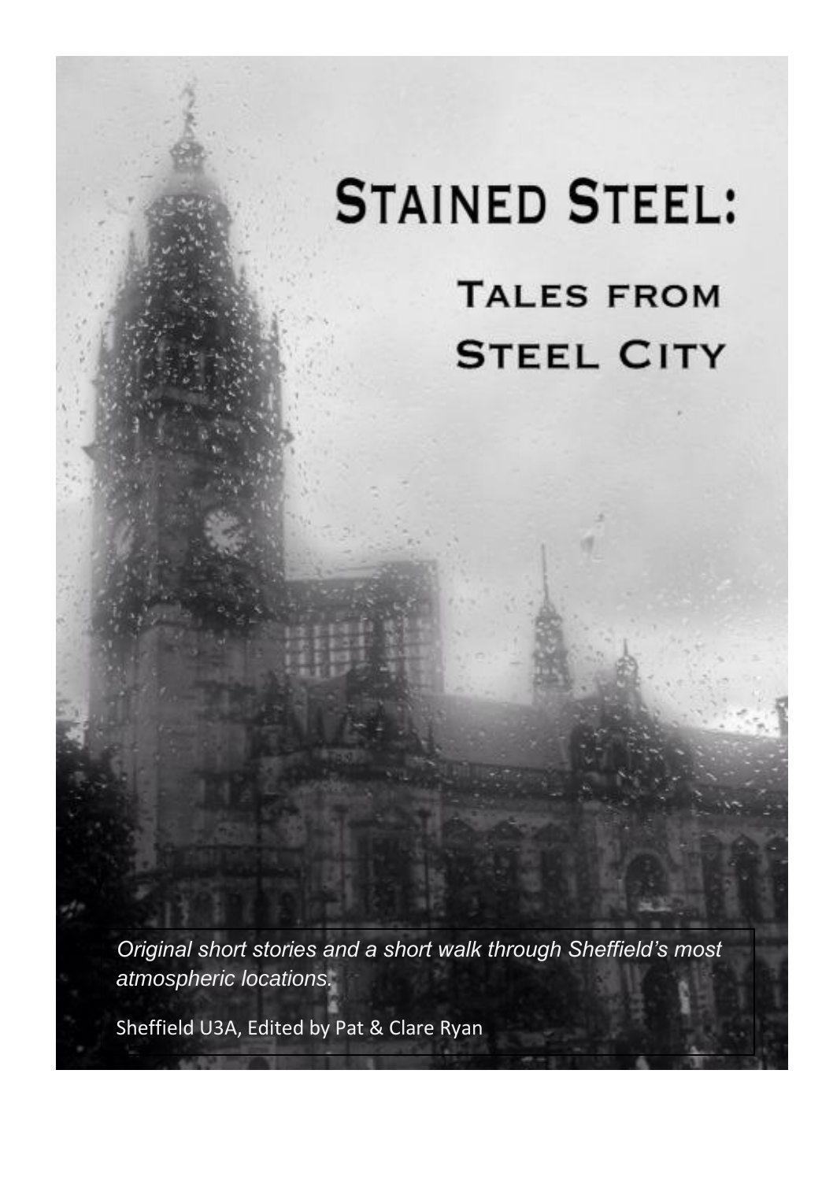# Stained Steel:

## Tales from Steel City

*Original short stories and a short walk through Sheffield's most atmospheric locations.*

Sheffield U3A, Edited by Pat & Clare Ryan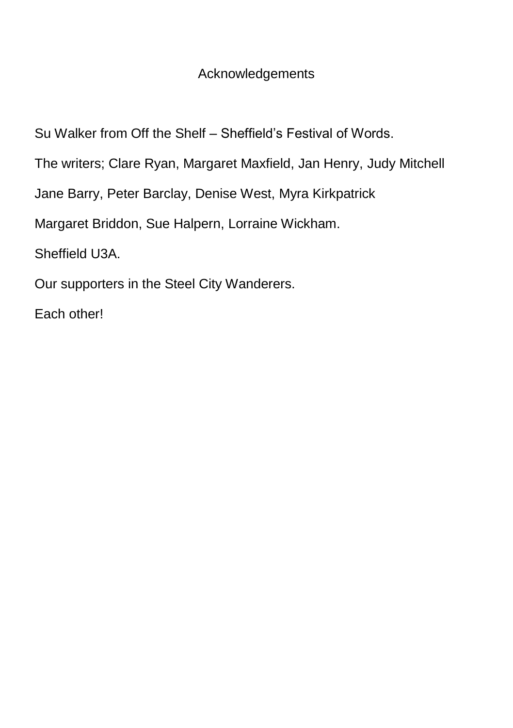# Acknowledgements

Su Walker from Off the Shelf – Sheffield's Festival of Words.

The writers; Clare Ryan, Margaret Maxfield, Jan Henry, Judy Mitchell

Jane Barry, Peter Barclay, Denise West, Myra Kirkpatrick

Margaret Briddon, Sue Halpern, Lorraine Wickham.

Sheffield U3A.

Our supporters in the Steel City Wanderers.

Each other!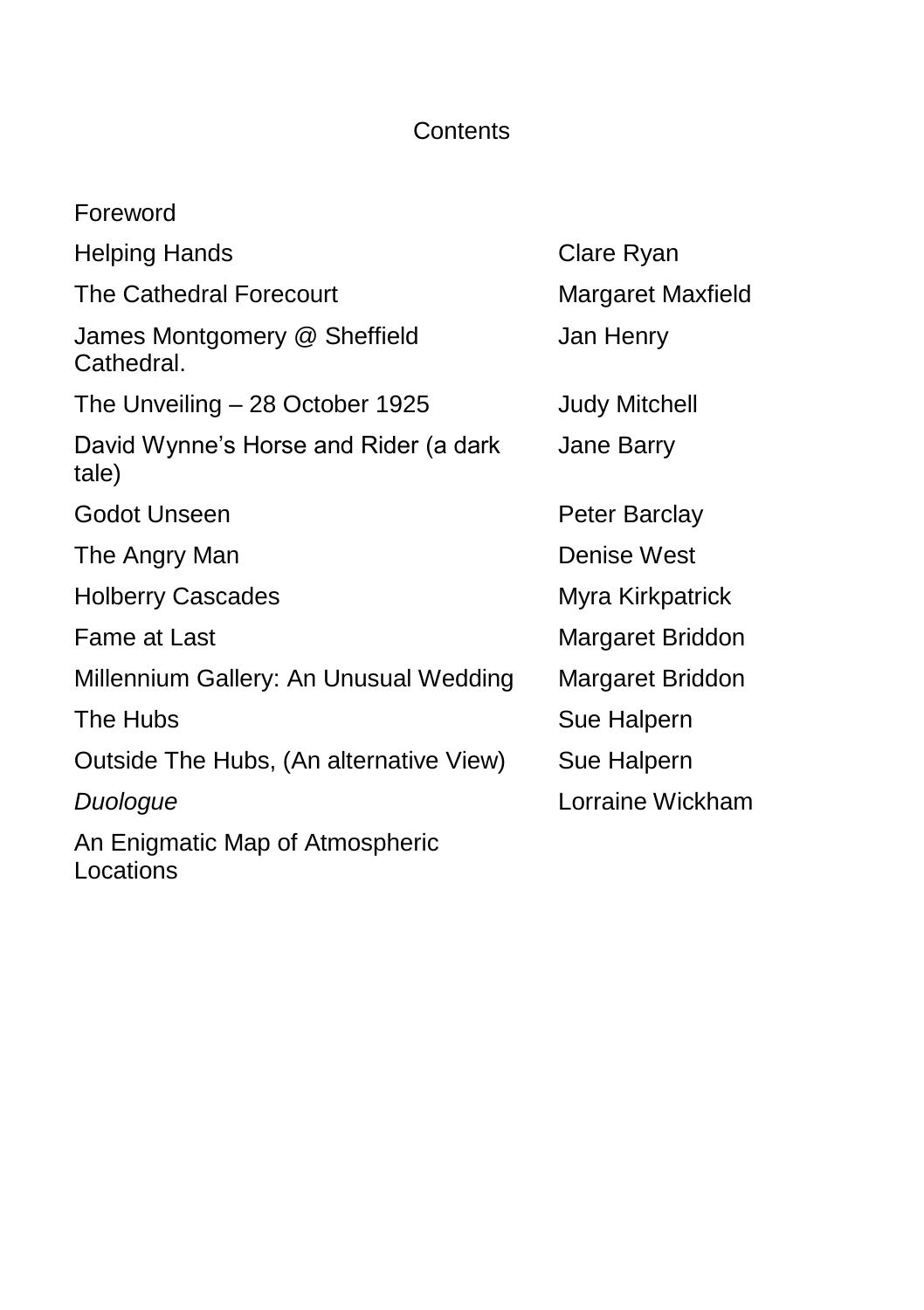# Contents

| | |
|---|---|
| Foreword | |
| Helping Hands | Clare Ryan |
| The Cathedral Forecourt | Margaret Maxfield |
| James Montgomery @ Sheffield Cathedral. | Jan Henry |
| The Unveiling – 28 October 1925 | Judy Mitchell |
| David Wynne’s Horse and Rider (a dark tale) | Jane Barry |
| Godot Unseen | Peter Barclay |
| The Angry Man | Denise West |
| Holberry Cascades | Myra Kirkpatrick |
| Fame at Last | Margaret Briddon |
| Millennium Gallery: An Unusual Wedding | Margaret Briddon |
| The Hubs | Sue Halpern |
| Outside The Hubs, (An alternative View) | Sue Halpern |
| *Duologue* | Lorraine Wickham |
| An Enigmatic Map of Atmospheric Locations | |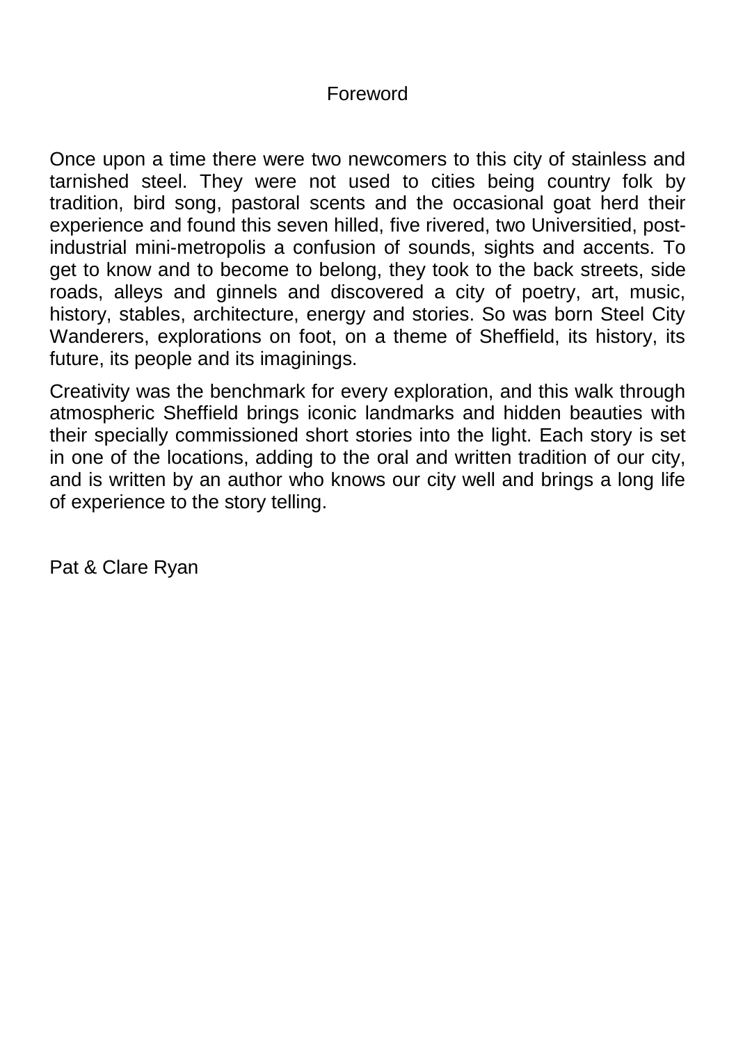# Foreword

Once upon a time there were two newcomers to this city of stainless and tarnished steel. They were not used to cities being country folk by tradition, bird song, pastoral scents and the occasional goat herd their experience and found this seven hilled, five rivered, two Universitied, post-industrial mini-metropolis a confusion of sounds, sights and accents. To get to know and to become to belong, they took to the back streets, side roads, alleys and ginnels and discovered a city of poetry, art, music, history, stables, architecture, energy and stories. So was born Steel City Wanderers, explorations on foot, on a theme of Sheffield, its history, its future, its people and its imaginings.

Creativity was the benchmark for every exploration, and this walk through atmospheric Sheffield brings iconic landmarks and hidden beauties with their specially commissioned short stories into the light. Each story is set in one of the locations, adding to the oral and written tradition of our city, and is written by an author who knows our city well and brings a long life of experience to the story telling.

Pat & Clare Ryan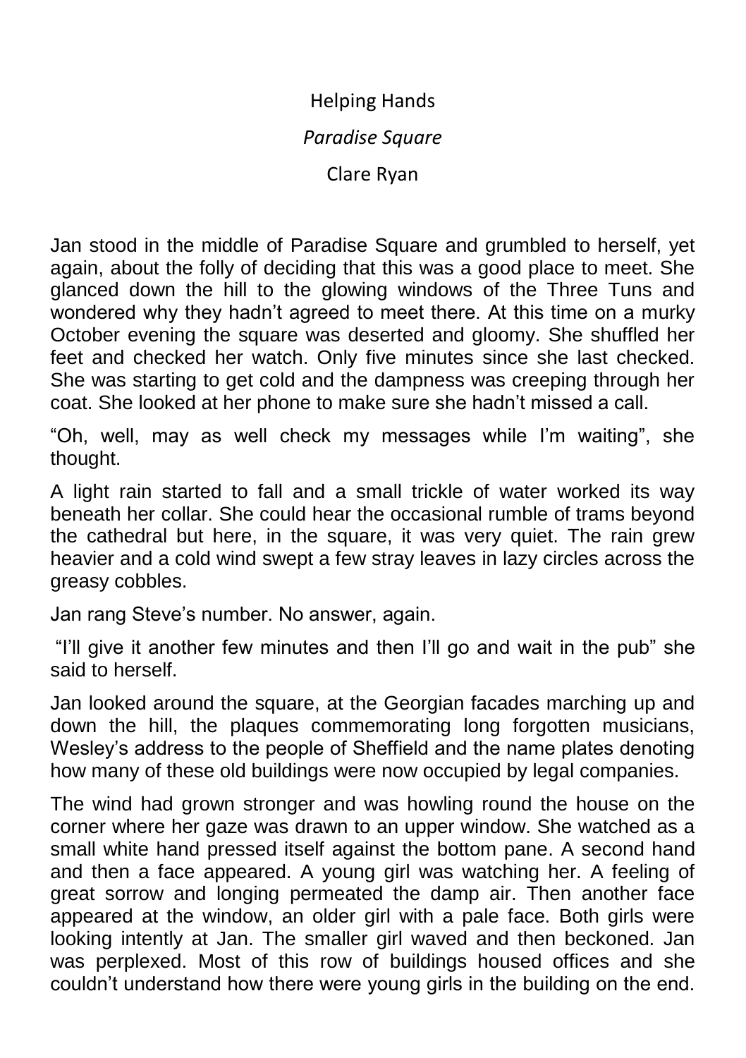# Helping Hands

## *Paradise Square*

### Clare Ryan

Jan stood in the middle of Paradise Square and grumbled to herself, yet again, about the folly of deciding that this was a good place to meet. She glanced down the hill to the glowing windows of the Three Tuns and wondered why they hadn't agreed to meet there. At this time on a murky October evening the square was deserted and gloomy. She shuffled her feet and checked her watch. Only five minutes since she last checked. She was starting to get cold and the dampness was creeping through her coat. She looked at her phone to make sure she hadn't missed a call.

"Oh, well, may as well check my messages while I'm waiting", she thought.

A light rain started to fall and a small trickle of water worked its way beneath her collar. She could hear the occasional rumble of trams beyond the cathedral but here, in the square, it was very quiet. The rain grew heavier and a cold wind swept a few stray leaves in lazy circles across the greasy cobbles.

Jan rang Steve's number. No answer, again.

"I'll give it another few minutes and then I'll go and wait in the pub" she said to herself.

Jan looked around the square, at the Georgian facades marching up and down the hill, the plaques commemorating long forgotten musicians, Wesley's address to the people of Sheffield and the name plates denoting how many of these old buildings were now occupied by legal companies.

The wind had grown stronger and was howling round the house on the corner where her gaze was drawn to an upper window. She watched as a small white hand pressed itself against the bottom pane. A second hand and then a face appeared. A young girl was watching her. A feeling of great sorrow and longing permeated the damp air. Then another face appeared at the window, an older girl with a pale face. Both girls were looking intently at Jan. The smaller girl waved and then beckoned. Jan was perplexed. Most of this row of buildings housed offices and she couldn't understand how there were young girls in the building on the end.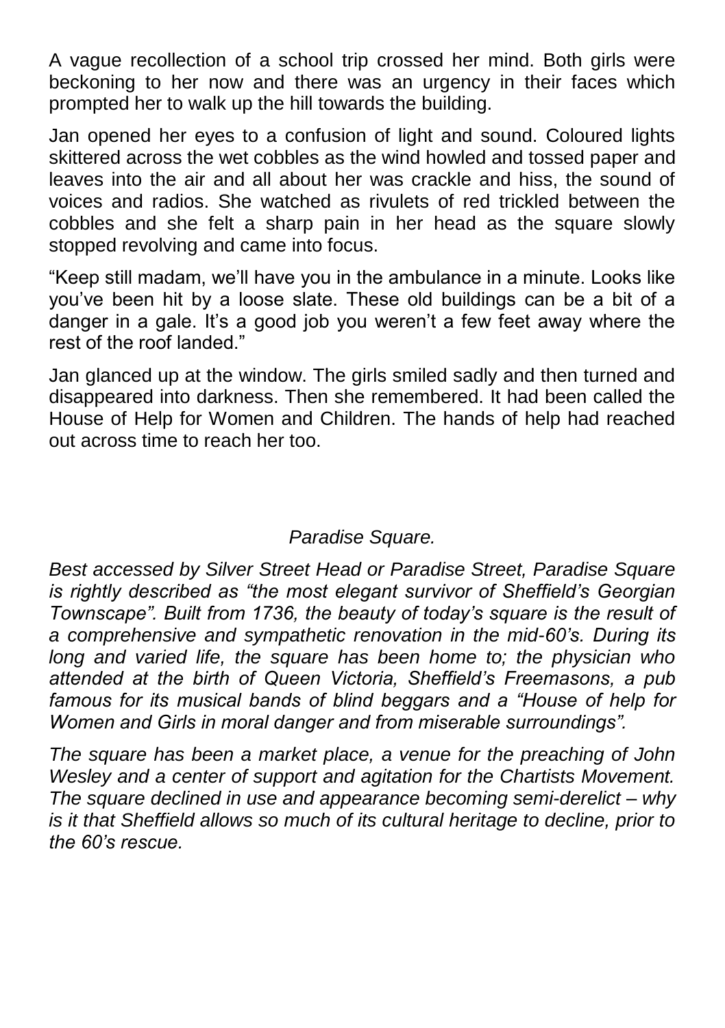A vague recollection of a school trip crossed her mind. Both girls were beckoning to her now and there was an urgency in their faces which prompted her to walk up the hill towards the building.

Jan opened her eyes to a confusion of light and sound. Coloured lights skittered across the wet cobbles as the wind howled and tossed paper and leaves into the air and all about her was crackle and hiss, the sound of voices and radios. She watched as rivulets of red trickled between the cobbles and she felt a sharp pain in her head as the square slowly stopped revolving and came into focus.

“Keep still madam, we’ll have you in the ambulance in a minute. Looks like you’ve been hit by a loose slate. These old buildings can be a bit of a danger in a gale. It’s a good job you weren’t a few feet away where the rest of the roof landed.”

Jan glanced up at the window. The girls smiled sadly and then turned and disappeared into darkness. Then she remembered. It had been called the House of Help for Women and Children. The hands of help had reached out across time to reach her too.

*Paradise Square.*

*Best accessed by Silver Street Head or Paradise Street, Paradise Square is rightly described as “the most elegant survivor of Sheffield’s Georgian Townscape”. Built from 1736, the beauty of today’s square is the result of a comprehensive and sympathetic renovation in the mid-60’s. During its long and varied life, the square has been home to; the physician who attended at the birth of Queen Victoria, Sheffield’s Freemasons, a pub famous for its musical bands of blind beggars and a “House of help for Women and Girls in moral danger and from miserable surroundings”.*

*The square has been a market place, a venue for the preaching of John Wesley and a center of support and agitation for the Chartists Movement. The square declined in use and appearance becoming semi-derelict – why is it that Sheffield allows so much of its cultural heritage to decline, prior to the 60’s rescue.*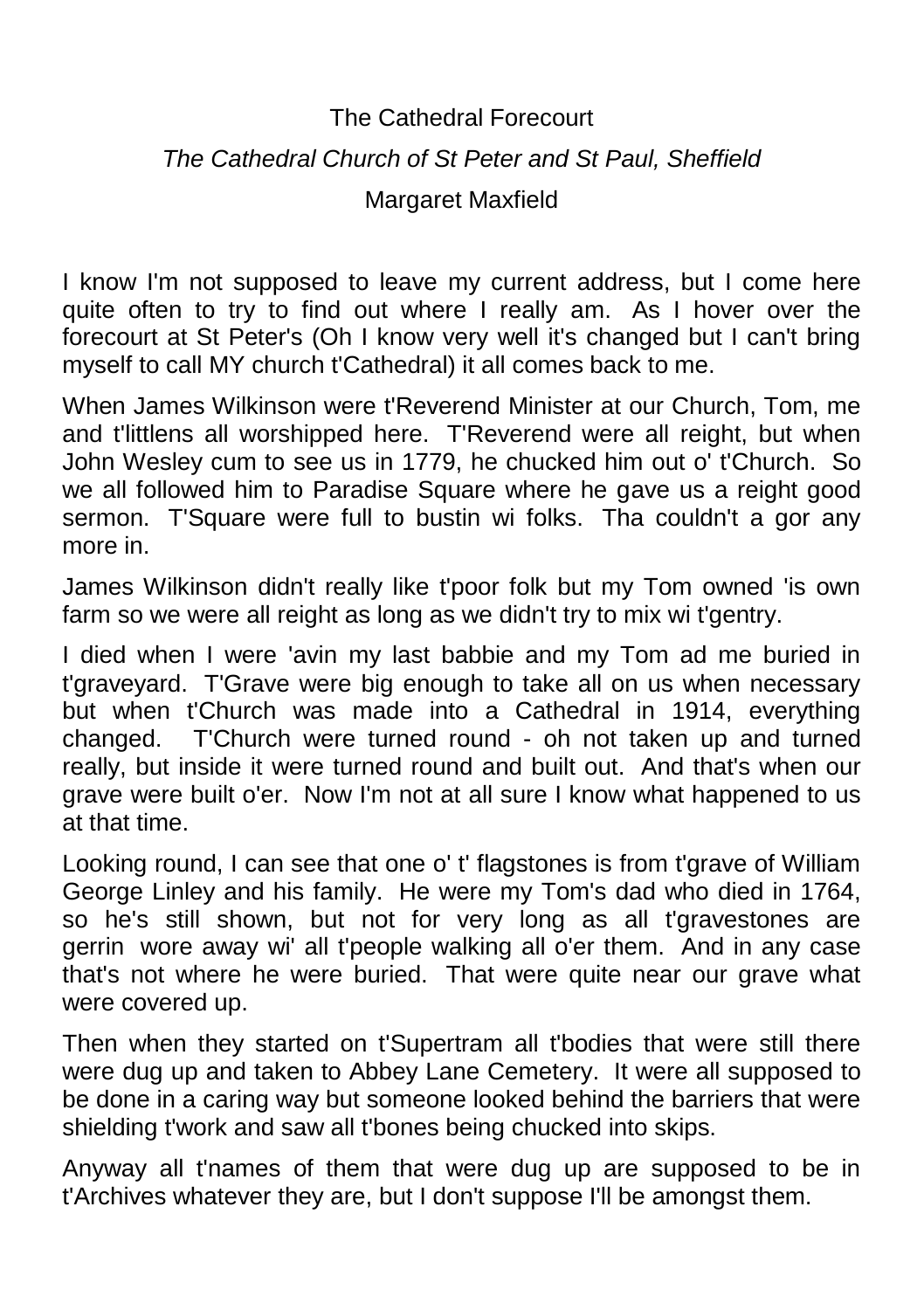# The Cathedral Forecourt

*The Cathedral Church of St Peter and St Paul, Sheffield*

Margaret Maxfield

I know I'm not supposed to leave my current address, but I come here quite often to try to find out where I really am. As I hover over the forecourt at St Peter's (Oh I know very well it's changed but I can't bring myself to call MY church t'Cathedral) it all comes back to me.

When James Wilkinson were t'Reverend Minister at our Church, Tom, me and t'littlens all worshipped here. T'Reverend were all reight, but when John Wesley cum to see us in 1779, he chucked him out o' t'Church. So we all followed him to Paradise Square where he gave us a reight good sermon. T'Square were full to bustin wi folks. Tha couldn't a gor any more in.

James Wilkinson didn't really like t'poor folk but my Tom owned 'is own farm so we were all reight as long as we didn't try to mix wi t'gentry.

I died when I were 'avin my last babbie and my Tom ad me buried in t'graveyard. T'Grave were big enough to take all on us when necessary but when t'Church was made into a Cathedral in 1914, everything changed. T'Church were turned round - oh not taken up and turned really, but inside it were turned round and built out. And that's when our grave were built o'er. Now I'm not at all sure I know what happened to us at that time.

Looking round, I can see that one o' t' flagstones is from t'grave of William George Linley and his family. He were my Tom's dad who died in 1764, so he's still shown, but not for very long as all t'gravestones are gerrin wore away wi' all t'people walking all o'er them. And in any case that's not where he were buried. That were quite near our grave what were covered up.

Then when they started on t'Supertram all t'bodies that were still there were dug up and taken to Abbey Lane Cemetery. It were all supposed to be done in a caring way but someone looked behind the barriers that were shielding t'work and saw all t'bones being chucked into skips.

Anyway all t'names of them that were dug up are supposed to be in t'Archives whatever they are, but I don't suppose I'll be amongst them.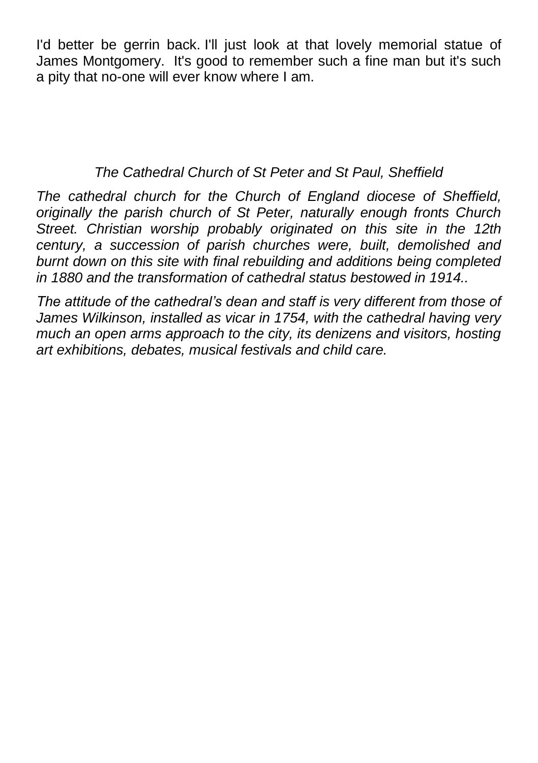I'd better be gerrin back. I'll just look at that lovely memorial statue of James Montgomery. It's good to remember such a fine man but it's such a pity that no-one will ever know where I am.

*The Cathedral Church of St Peter and St Paul, Sheffield*

*The cathedral church for the Church of England diocese of Sheffield, originally the parish church of St Peter, naturally enough fronts Church Street. Christian worship probably originated on this site in the 12th century, a succession of parish churches were, built, demolished and burnt down on this site with final rebuilding and additions being completed in 1880 and the transformation of cathedral status bestowed in 1914..*

*The attitude of the cathedral's dean and staff is very different from those of James Wilkinson, installed as vicar in 1754, with the cathedral having very much an open arms approach to the city, its denizens and visitors, hosting art exhibitions, debates, musical festivals and child care.*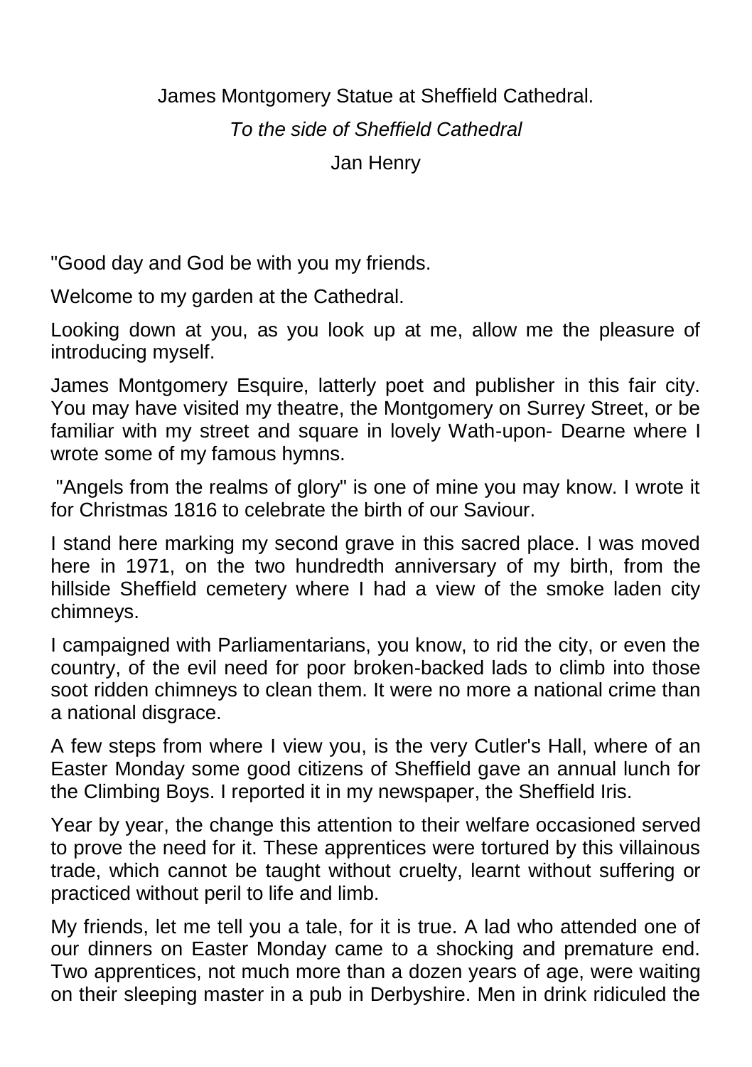James Montgomery Statue at Sheffield Cathedral.

*To the side of Sheffield Cathedral*

Jan Henry

"Good day and God be with you my friends.

Welcome to my garden at the Cathedral.

Looking down at you, as you look up at me, allow me the pleasure of introducing myself.

James Montgomery Esquire, latterly poet and publisher in this fair city. You may have visited my theatre, the Montgomery on Surrey Street, or be familiar with my street and square in lovely Wath-upon- Dearne where I wrote some of my famous hymns.

"Angels from the realms of glory" is one of mine you may know. I wrote it for Christmas 1816 to celebrate the birth of our Saviour.

I stand here marking my second grave in this sacred place. I was moved here in 1971, on the two hundredth anniversary of my birth, from the hillside Sheffield cemetery where I had a view of the smoke laden city chimneys.

I campaigned with Parliamentarians, you know, to rid the city, or even the country, of the evil need for poor broken-backed lads to climb into those soot ridden chimneys to clean them. It were no more a national crime than a national disgrace.

A few steps from where I view you, is the very Cutler's Hall, where of an Easter Monday some good citizens of Sheffield gave an annual lunch for the Climbing Boys. I reported it in my newspaper, the Sheffield Iris.

Year by year, the change this attention to their welfare occasioned served to prove the need for it. These apprentices were tortured by this villainous trade, which cannot be taught without cruelty, learnt without suffering or practiced without peril to life and limb.

My friends, let me tell you a tale, for it is true. A lad who attended one of our dinners on Easter Monday came to a shocking and premature end. Two apprentices, not much more than a dozen years of age, were waiting on their sleeping master in a pub in Derbyshire. Men in drink ridiculed the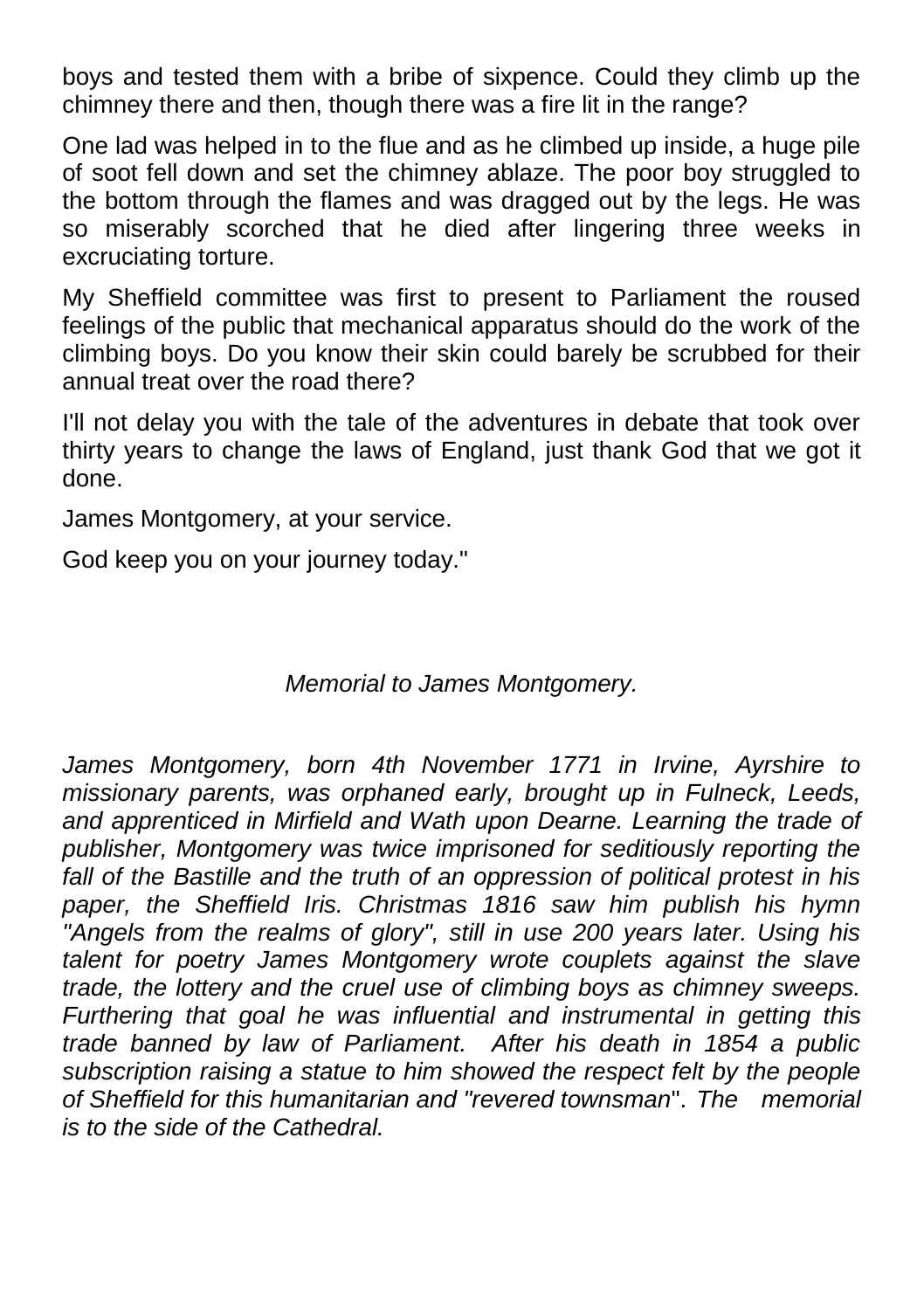boys and tested them with a bribe of sixpence. Could they climb up the chimney there and then, though there was a fire lit in the range?

One lad was helped in to the flue and as he climbed up inside, a huge pile of soot fell down and set the chimney ablaze. The poor boy struggled to the bottom through the flames and was dragged out by the legs. He was so miserably scorched that he died after lingering three weeks in excruciating torture.

My Sheffield committee was first to present to Parliament the roused feelings of the public that mechanical apparatus should do the work of the climbing boys. Do you know their skin could barely be scrubbed for their annual treat over the road there?

I'll not delay you with the tale of the adventures in debate that took over thirty years to change the laws of England, just thank God that we got it done.

James Montgomery, at your service.

God keep you on your journey today."

*Memorial to James Montgomery.*

*James Montgomery, born 4th November 1771 in Irvine, Ayrshire to missionary parents, was orphaned early, brought up in Fulneck, Leeds, and apprenticed in Mirfield and Wath upon Dearne. Learning the trade of publisher, Montgomery was twice imprisoned for seditiously reporting the fall of the Bastille and the truth of an oppression of political protest in his paper, the Sheffield Iris. Christmas 1816 saw him publish his hymn "Angels from the realms of glory", still in use 200 years later. Using his talent for poetry James Montgomery wrote couplets against the slave trade, the lottery and the cruel use of climbing boys as chimney sweeps. Furthering that goal he was influential and instrumental in getting this trade banned by law of Parliament. After his death in 1854 a public subscription raising a statue to him showed the respect felt by the people of Sheffield for this humanitarian and "revered townsman". The memorial is to the side of the Cathedral.*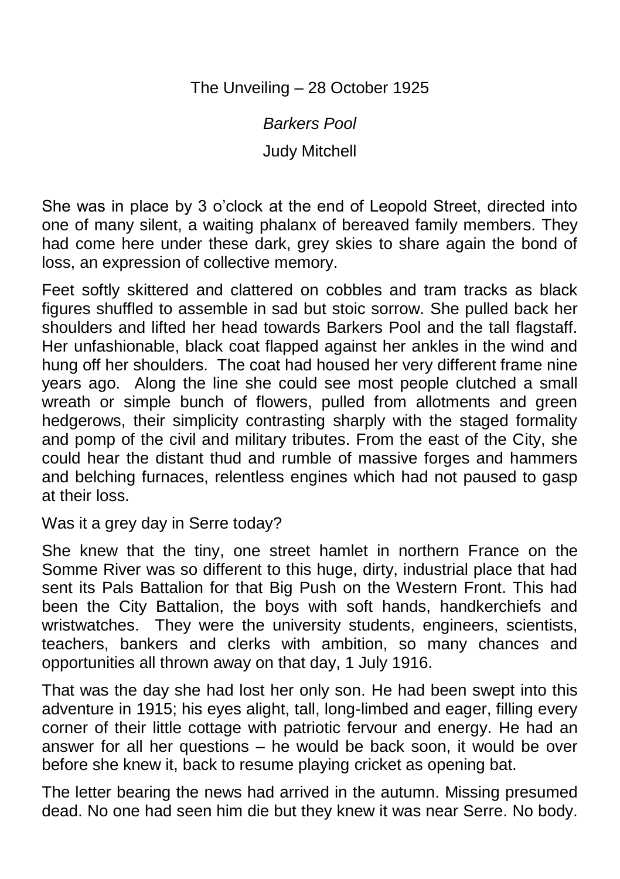The Unveiling – 28 October 1925

*Barkers Pool*

Judy Mitchell

She was in place by 3 o'clock at the end of Leopold Street, directed into one of many silent, a waiting phalanx of bereaved family members. They had come here under these dark, grey skies to share again the bond of loss, an expression of collective memory.

Feet softly skittered and clattered on cobbles and tram tracks as black figures shuffled to assemble in sad but stoic sorrow. She pulled back her shoulders and lifted her head towards Barkers Pool and the tall flagstaff. Her unfashionable, black coat flapped against her ankles in the wind and hung off her shoulders. The coat had housed her very different frame nine years ago. Along the line she could see most people clutched a small wreath or simple bunch of flowers, pulled from allotments and green hedgerows, their simplicity contrasting sharply with the staged formality and pomp of the civil and military tributes. From the east of the City, she could hear the distant thud and rumble of massive forges and hammers and belching furnaces, relentless engines which had not paused to gasp at their loss.

Was it a grey day in Serre today?

She knew that the tiny, one street hamlet in northern France on the Somme River was so different to this huge, dirty, industrial place that had sent its Pals Battalion for that Big Push on the Western Front. This had been the City Battalion, the boys with soft hands, handkerchiefs and wristwatches. They were the university students, engineers, scientists, teachers, bankers and clerks with ambition, so many chances and opportunities all thrown away on that day, 1 July 1916.

That was the day she had lost her only son. He had been swept into this adventure in 1915; his eyes alight, tall, long-limbed and eager, filling every corner of their little cottage with patriotic fervour and energy. He had an answer for all her questions – he would be back soon, it would be over before she knew it, back to resume playing cricket as opening bat.

The letter bearing the news had arrived in the autumn. Missing presumed dead. No one had seen him die but they knew it was near Serre. No body.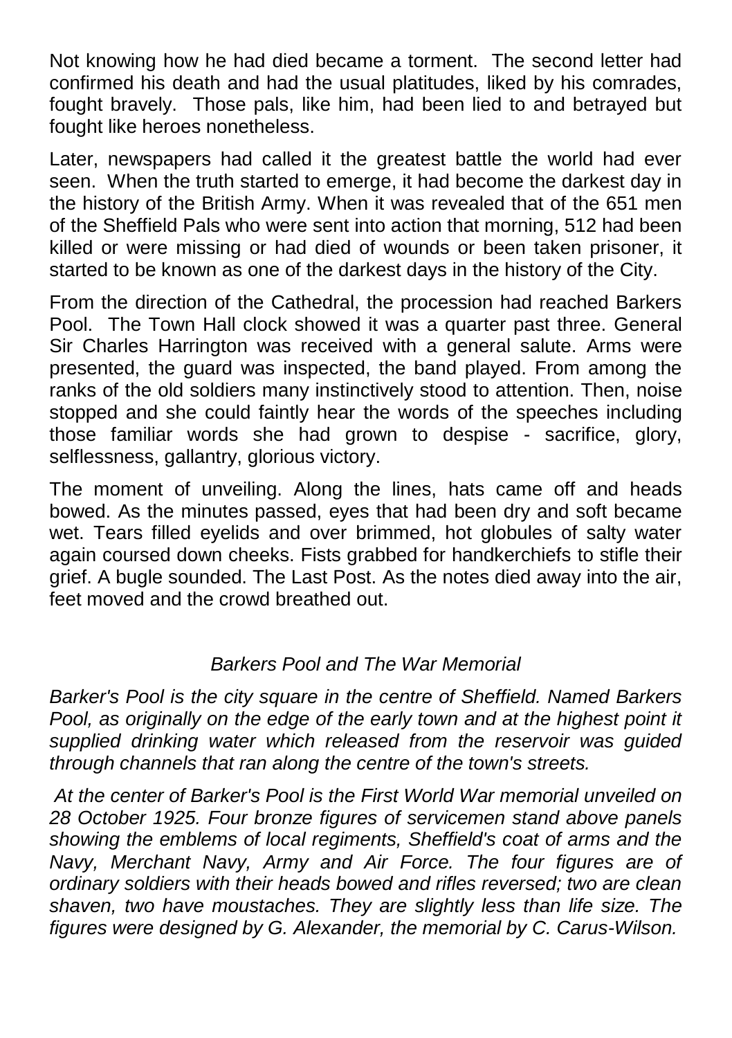Not knowing how he had died became a torment. The second letter had confirmed his death and had the usual platitudes, liked by his comrades, fought bravely. Those pals, like him, had been lied to and betrayed but fought like heroes nonetheless.

Later, newspapers had called it the greatest battle the world had ever seen. When the truth started to emerge, it had become the darkest day in the history of the British Army. When it was revealed that of the 651 men of the Sheffield Pals who were sent into action that morning, 512 had been killed or were missing or had died of wounds or been taken prisoner, it started to be known as one of the darkest days in the history of the City.

From the direction of the Cathedral, the procession had reached Barkers Pool. The Town Hall clock showed it was a quarter past three. General Sir Charles Harrington was received with a general salute. Arms were presented, the guard was inspected, the band played. From among the ranks of the old soldiers many instinctively stood to attention. Then, noise stopped and she could faintly hear the words of the speeches including those familiar words she had grown to despise - sacrifice, glory, selflessness, gallantry, glorious victory.

The moment of unveiling. Along the lines, hats came off and heads bowed. As the minutes passed, eyes that had been dry and soft became wet. Tears filled eyelids and over brimmed, hot globules of salty water again coursed down cheeks. Fists grabbed for handkerchiefs to stifle their grief. A bugle sounded. The Last Post. As the notes died away into the air, feet moved and the crowd breathed out.

*Barkers Pool and The War Memorial*

*Barker's Pool is the city square in the centre of Sheffield. Named Barkers Pool, as originally on the edge of the early town and at the highest point it supplied drinking water which released from the reservoir was guided through channels that ran along the centre of the town's streets.*

*At the center of Barker's Pool is the First World War memorial unveiled on 28 October 1925. Four bronze figures of servicemen stand above panels showing the emblems of local regiments, Sheffield's coat of arms and the Navy, Merchant Navy, Army and Air Force. The four figures are of ordinary soldiers with their heads bowed and rifles reversed; two are clean shaven, two have moustaches. They are slightly less than life size. The figures were designed by G. Alexander, the memorial by C. Carus-Wilson.*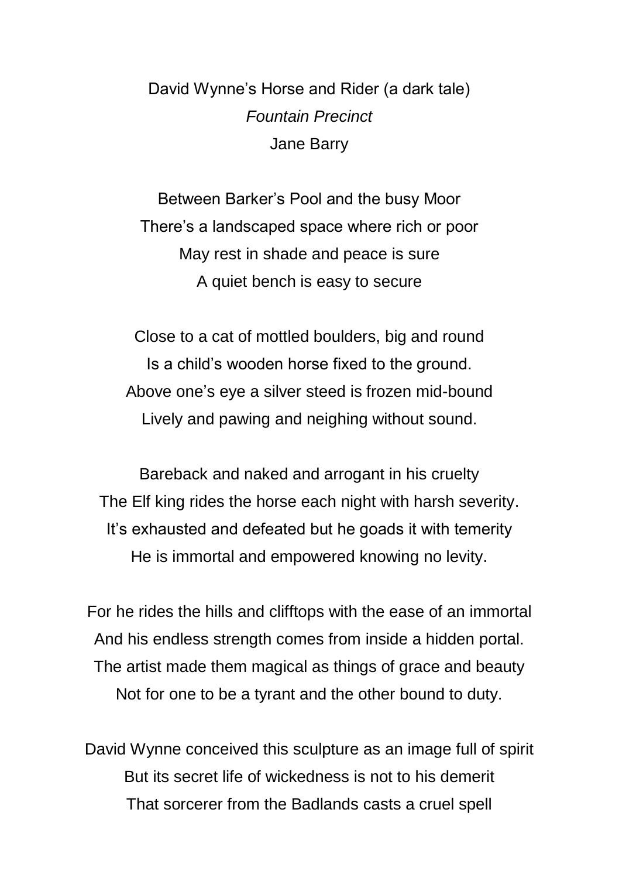David Wynne's Horse and Rider (a dark tale)

*Fountain Precinct*

Jane Barry

Between Barker's Pool and the busy Moor  
There's a landscaped space where rich or poor  
May rest in shade and peace is sure  
A quiet bench is easy to secure

Close to a cat of mottled boulders, big and round  
Is a child's wooden horse fixed to the ground.  
Above one's eye a silver steed is frozen mid-bound  
Lively and pawing and neighing without sound.

Bareback and naked and arrogant in his cruelty  
The Elf king rides the horse each night with harsh severity.  
It's exhausted and defeated but he goads it with temerity  
He is immortal and empowered knowing no levity.

For he rides the hills and clifftops with the ease of an immortal  
And his endless strength comes from inside a hidden portal.  
The artist made them magical as things of grace and beauty  
Not for one to be a tyrant and the other bound to duty.

David Wynne conceived this sculpture as an image full of spirit  
But its secret life of wickedness is not to his demerit  
That sorcerer from the Badlands casts a cruel spell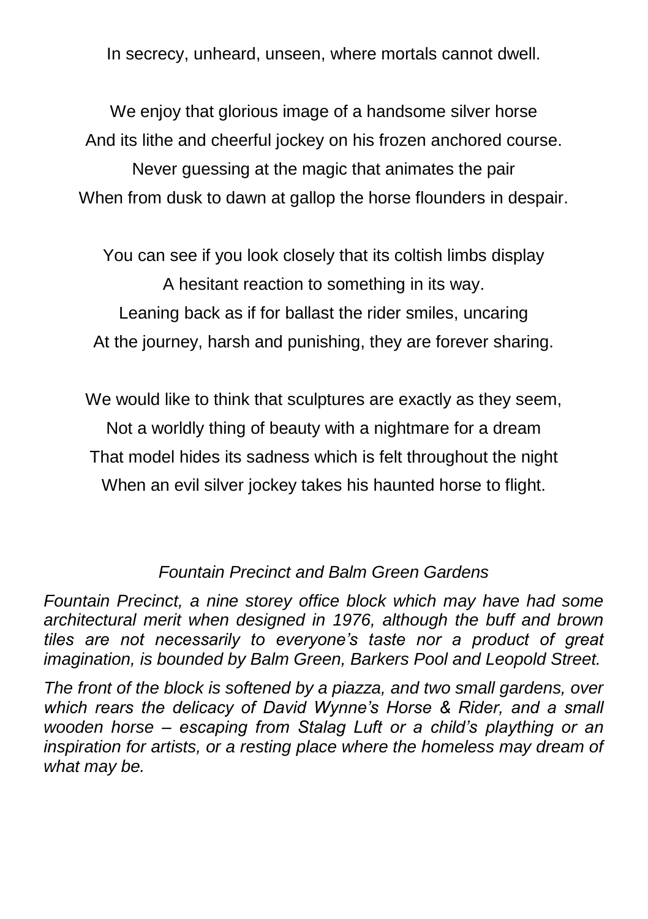In secrecy, unheard, unseen, where mortals cannot dwell.

We enjoy that glorious image of a handsome silver horse  
And its lithe and cheerful jockey on his frozen anchored course.  
Never guessing at the magic that animates the pair  
When from dusk to dawn at gallop the horse flounders in despair.

You can see if you look closely that its coltish limbs display  
A hesitant reaction to something in its way.  
Leaning back as if for ballast the rider smiles, uncaring  
At the journey, harsh and punishing, they are forever sharing.

We would like to think that sculptures are exactly as they seem,  
Not a worldly thing of beauty with a nightmare for a dream  
That model hides its sadness which is felt throughout the night  
When an evil silver jockey takes his haunted horse to flight.

*Fountain Precinct and Balm Green Gardens*

*Fountain Precinct, a nine storey office block which may have had some architectural merit when designed in 1976, although the buff and brown tiles are not necessarily to everyone's taste nor a product of great imagination, is bounded by Balm Green, Barkers Pool and Leopold Street.*

*The front of the block is softened by a piazza, and two small gardens, over which rears the delicacy of David Wynne's Horse & Rider, and a small wooden horse – escaping from Stalag Luft or a child's plaything or an inspiration for artists, or a resting place where the homeless may dream of what may be.*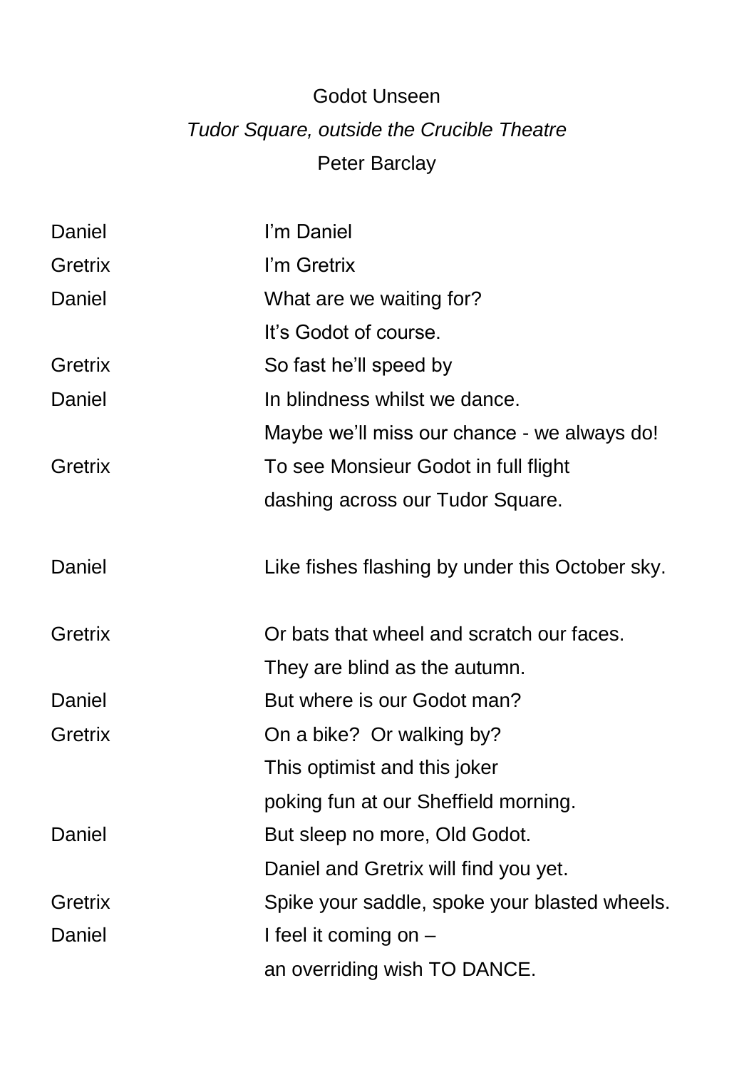# Godot Unseen

*Tudor Square, outside the Crucible Theatre*

Peter Barclay

| | |
|---|---|
| Daniel | I'm Daniel |
| Gretrix | I'm Gretrix |
| Daniel | What are we waiting for? |
| | It's Godot of course. |
| Gretrix | So fast he'll speed by |
| Daniel | In blindness whilst we dance. |
| | Maybe we'll miss our chance - we always do! |
| Gretrix | To see Monsieur Godot in full flight |
| | dashing across our Tudor Square. |
| | |
| Daniel | Like fishes flashing by under this October sky. |
| | |
| Gretrix | Or bats that wheel and scratch our faces. |
| | They are blind as the autumn. |
| Daniel | But where is our Godot man? |
| Gretrix | On a bike? Or walking by? |
| | This optimist and this joker |
| | poking fun at our Sheffield morning. |
| Daniel | But sleep no more, Old Godot. |
| | Daniel and Gretrix will find you yet. |
| Gretrix | Spike your saddle, spoke your blasted wheels. |
| Daniel | I feel it coming on – |
| | an overriding wish TO DANCE. |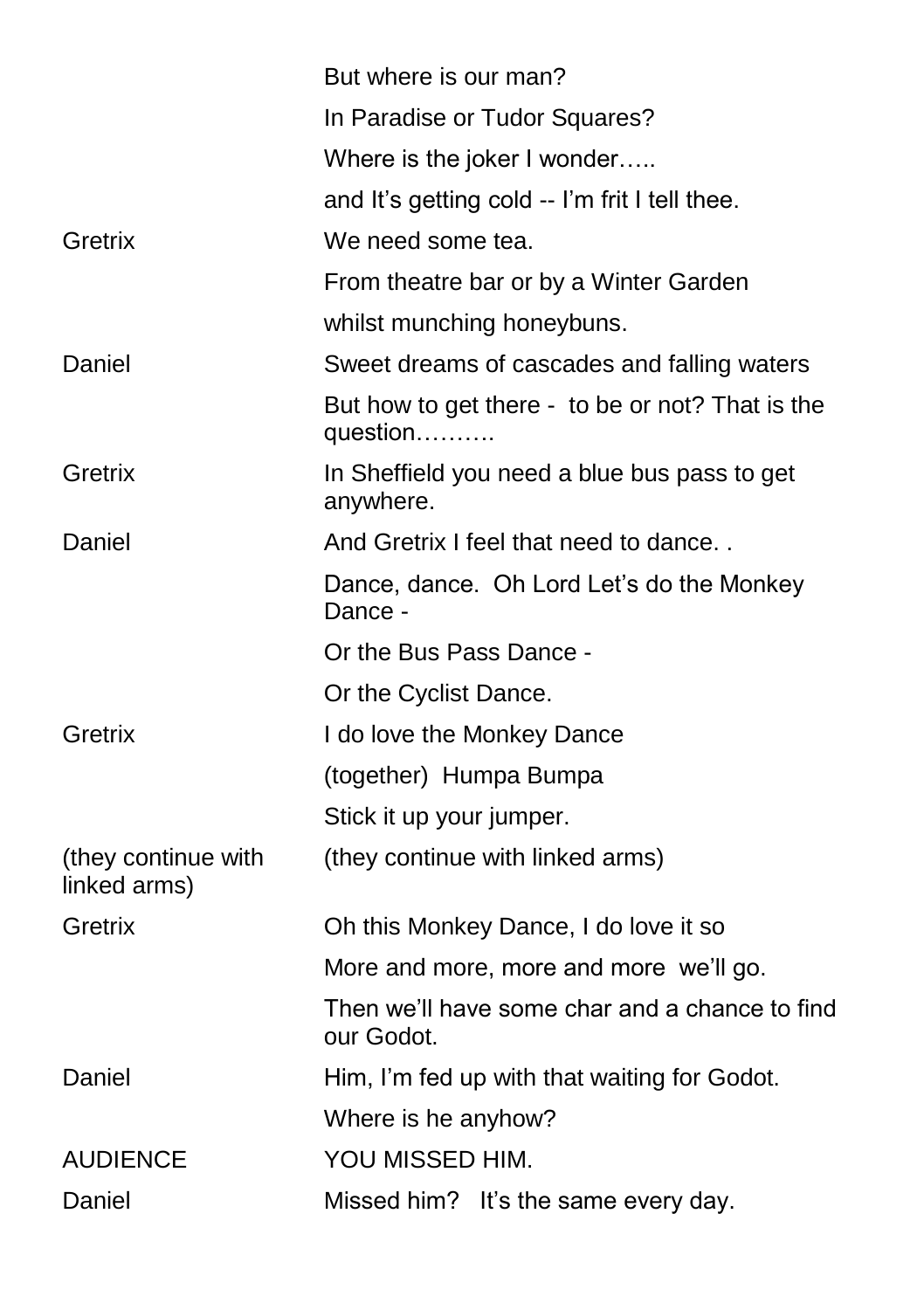| | |
|---|---|
| | But where is our man? |
| | In Paradise or Tudor Squares? |
| | Where is the joker I wonder….. |
| | and It’s getting cold -- I’m frit I tell thee. |
| Gretrix | We need some tea. |
| | From theatre bar or by a Winter Garden |
| | whilst munching honeybuns. |
| Daniel | Sweet dreams of cascades and falling waters |
| | But how to get there - to be or not? That is the question………. |
| Gretrix | In Sheffield you need a blue bus pass to get anywhere. |
| Daniel | And Gretrix I feel that need to dance. . |
| | Dance, dance. Oh Lord Let’s do the Monkey Dance - |
| | Or the Bus Pass Dance - |
| | Or the Cyclist Dance. |
| Gretrix | I do love the Monkey Dance |
| | (together) Humpa Bumpa |
| | Stick it up your jumper. |
| (they continue with linked arms) | (they continue with linked arms) |
| Gretrix | Oh this Monkey Dance, I do love it so |
| | More and more, more and more we’ll go. |
| | Then we’ll have some char and a chance to find our Godot. |
| Daniel | Him, I’m fed up with that waiting for Godot. |
| | Where is he anyhow? |
| AUDIENCE | YOU MISSED HIM. |
| Daniel | Missed him? It’s the same every day. |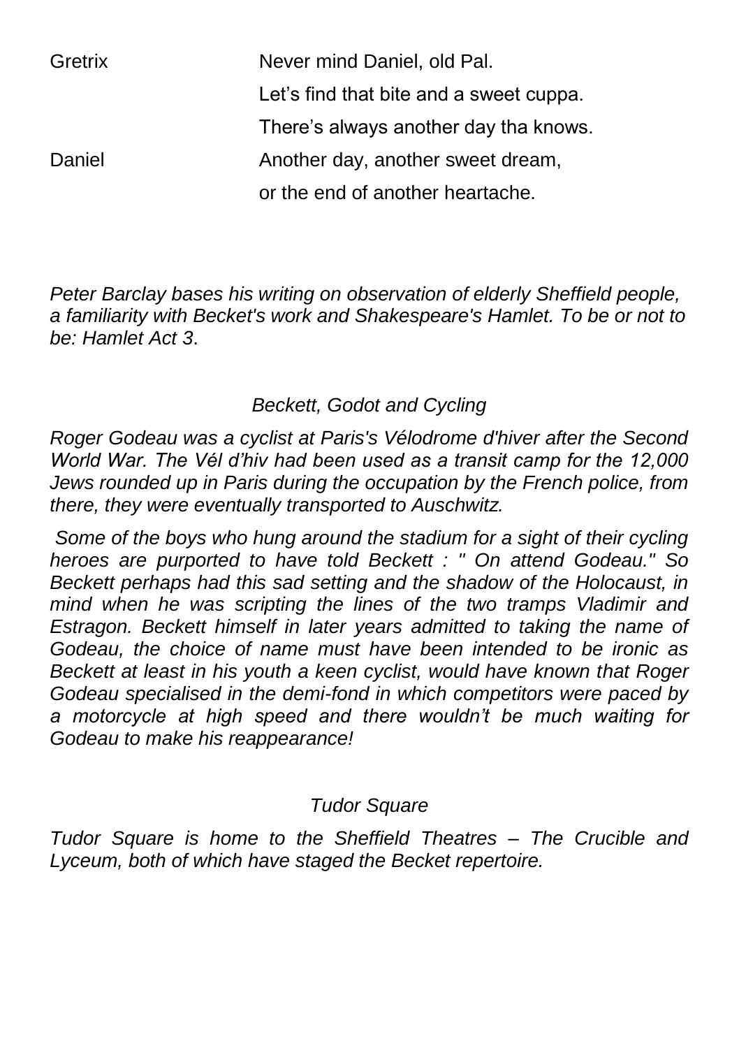| | |
|---|---|
| Gretrix | Never mind Daniel, old Pal. |
| | Let's find that bite and a sweet cuppa. |
| | There's always another day tha knows. |
| Daniel | Another day, another sweet dream, |
| | or the end of another heartache. |

*Peter Barclay bases his writing on observation of elderly Sheffield people, a familiarity with Becket's work and Shakespeare's Hamlet. To be or not to be: Hamlet Act 3*.

### *Beckett, Godot and Cycling*

*Roger Godeau was a cyclist at Paris's Vélodrome d'hiver after the Second World War. The Vél d'hiv had been used as a transit camp for the 12,000 Jews rounded up in Paris during the occupation by the French police, from there, they were eventually transported to Auschwitz.*

*Some of the boys who hung around the stadium for a sight of their cycling heroes are purported to have told Beckett : " On attend Godeau." So Beckett perhaps had this sad setting and the shadow of the Holocaust, in mind when he was scripting the lines of the two tramps Vladimir and Estragon. Beckett himself in later years admitted to taking the name of Godeau, the choice of name must have been intended to be ironic as Beckett at least in his youth a keen cyclist, would have known that Roger Godeau specialised in the demi-fond in which competitors were paced by a motorcycle at high speed and there wouldn't be much waiting for Godeau to make his reappearance!*

### *Tudor Square*

*Tudor Square is home to the Sheffield Theatres – The Crucible and Lyceum, both of which have staged the Becket repertoire.*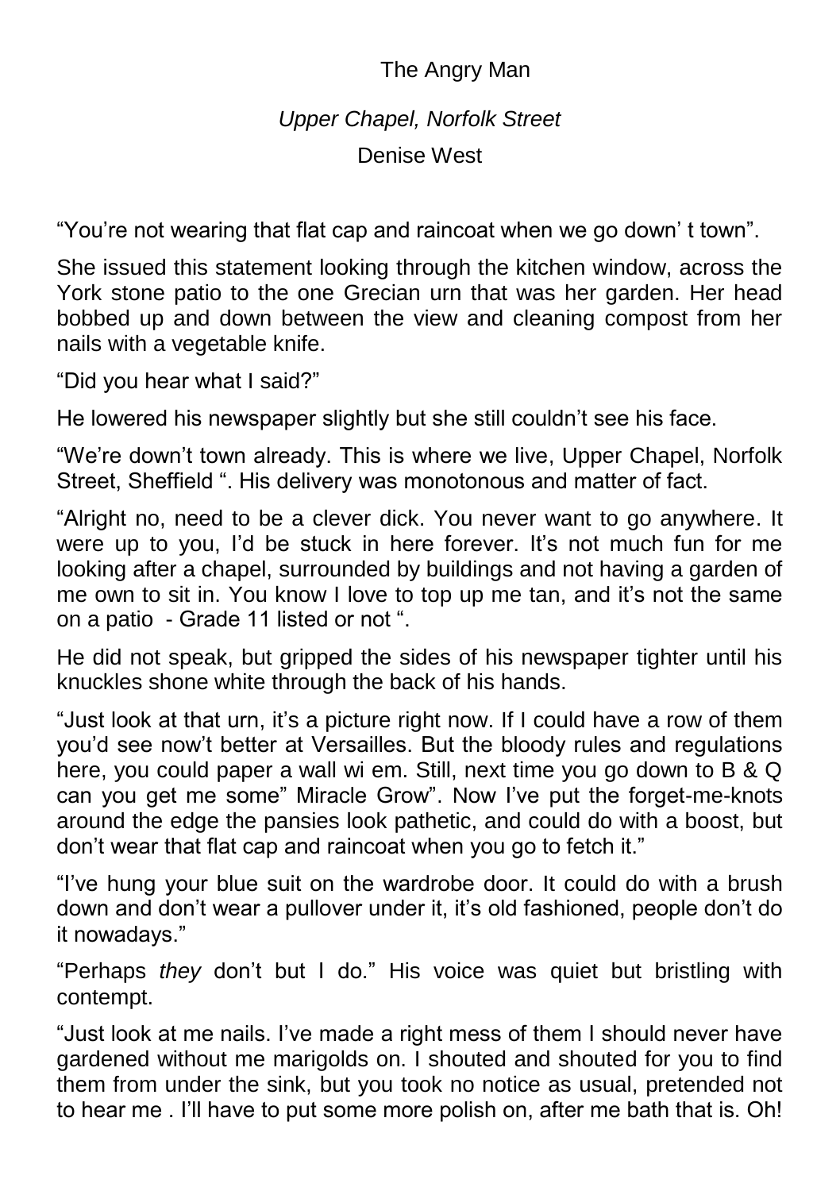# The Angry Man

*Upper Chapel, Norfolk Street*

Denise West

"You're not wearing that flat cap and raincoat when we go down' t town".

She issued this statement looking through the kitchen window, across the York stone patio to the one Grecian urn that was her garden. Her head bobbed up and down between the view and cleaning compost from her nails with a vegetable knife.

"Did you hear what I said?"

He lowered his newspaper slightly but she still couldn't see his face.

"We're down't town already. This is where we live, Upper Chapel, Norfolk Street, Sheffield ". His delivery was monotonous and matter of fact.

"Alright no, need to be a clever dick. You never want to go anywhere. It were up to you, I'd be stuck in here forever. It's not much fun for me looking after a chapel, surrounded by buildings and not having a garden of me own to sit in. You know I love to top up me tan, and it's not the same on a patio - Grade 11 listed or not ".

He did not speak, but gripped the sides of his newspaper tighter until his knuckles shone white through the back of his hands.

"Just look at that urn, it's a picture right now. If I could have a row of them you'd see now't better at Versailles. But the bloody rules and regulations here, you could paper a wall wi em. Still, next time you go down to B & Q can you get me some" Miracle Grow". Now I've put the forget-me-knots around the edge the pansies look pathetic, and could do with a boost, but don't wear that flat cap and raincoat when you go to fetch it."

"I've hung your blue suit on the wardrobe door. It could do with a brush down and don't wear a pullover under it, it's old fashioned, people don't do it nowadays."

"Perhaps *they* don't but I do." His voice was quiet but bristling with contempt.

"Just look at me nails. I've made a right mess of them I should never have gardened without me marigolds on. I shouted and shouted for you to find them from under the sink, but you took no notice as usual, pretended not to hear me . I'll have to put some more polish on, after me bath that is. Oh!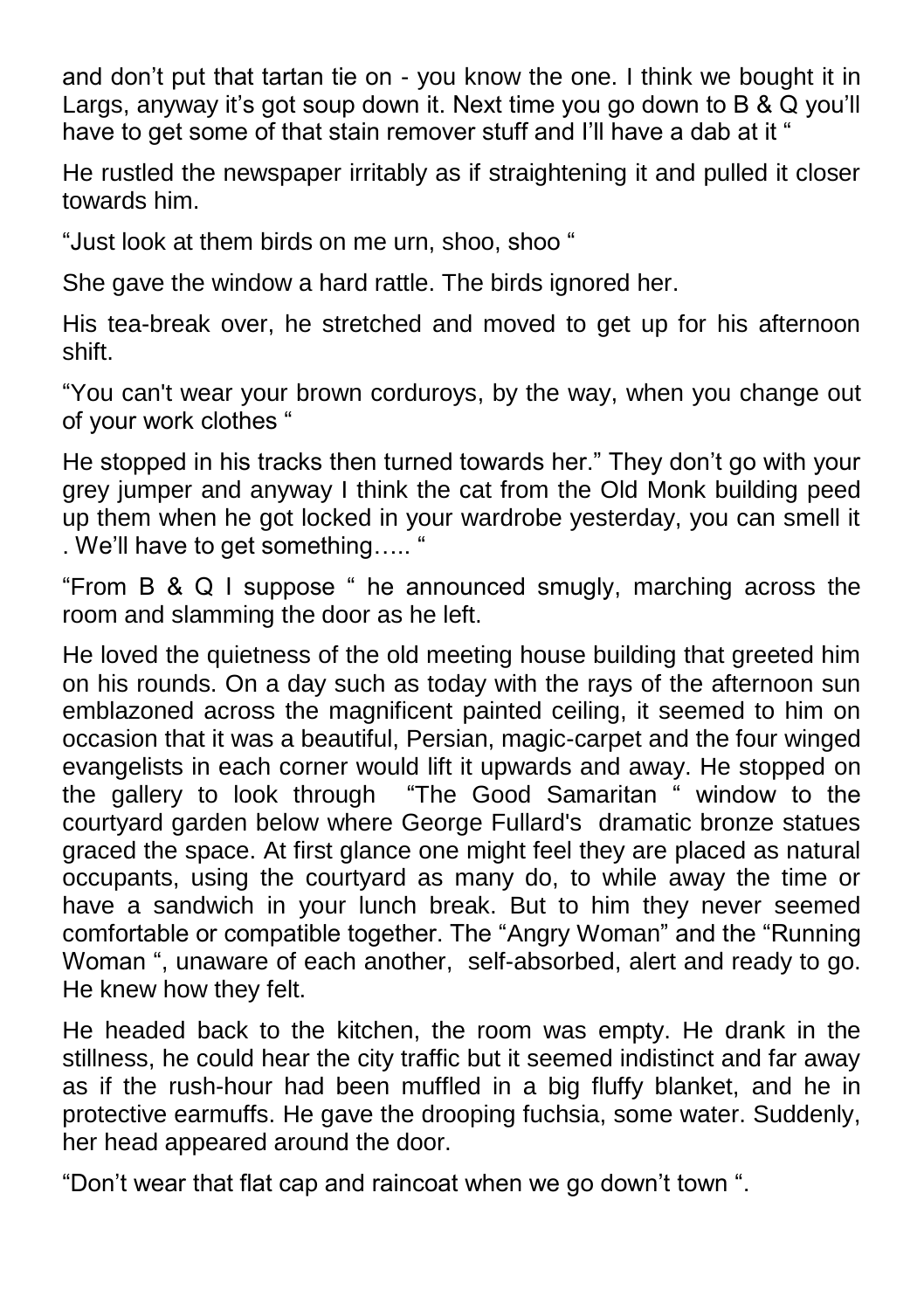and don't put that tartan tie on - you know the one. I think we bought it in Largs, anyway it's got soup down it. Next time you go down to B & Q you'll have to get some of that stain remover stuff and I'll have a dab at it "

He rustled the newspaper irritably as if straightening it and pulled it closer towards him.

"Just look at them birds on me urn, shoo, shoo "

She gave the window a hard rattle. The birds ignored her.

His tea-break over, he stretched and moved to get up for his afternoon shift.

"You can't wear your brown corduroys, by the way, when you change out of your work clothes "

He stopped in his tracks then turned towards her." They don't go with your grey jumper and anyway I think the cat from the Old Monk building peed up them when he got locked in your wardrobe yesterday, you can smell it . We'll have to get something….. "

"From B & Q I suppose " he announced smugly, marching across the room and slamming the door as he left.

He loved the quietness of the old meeting house building that greeted him on his rounds. On a day such as today with the rays of the afternoon sun emblazoned across the magnificent painted ceiling, it seemed to him on occasion that it was a beautiful, Persian, magic-carpet and the four winged evangelists in each corner would lift it upwards and away. He stopped on the gallery to look through "The Good Samaritan " window to the courtyard garden below where George Fullard's dramatic bronze statues graced the space. At first glance one might feel they are placed as natural occupants, using the courtyard as many do, to while away the time or have a sandwich in your lunch break. But to him they never seemed comfortable or compatible together. The "Angry Woman" and the "Running Woman ", unaware of each another, self-absorbed, alert and ready to go. He knew how they felt.

He headed back to the kitchen, the room was empty. He drank in the stillness, he could hear the city traffic but it seemed indistinct and far away as if the rush-hour had been muffled in a big fluffy blanket, and he in protective earmuffs. He gave the drooping fuchsia, some water. Suddenly, her head appeared around the door.

"Don't wear that flat cap and raincoat when we go down't town ".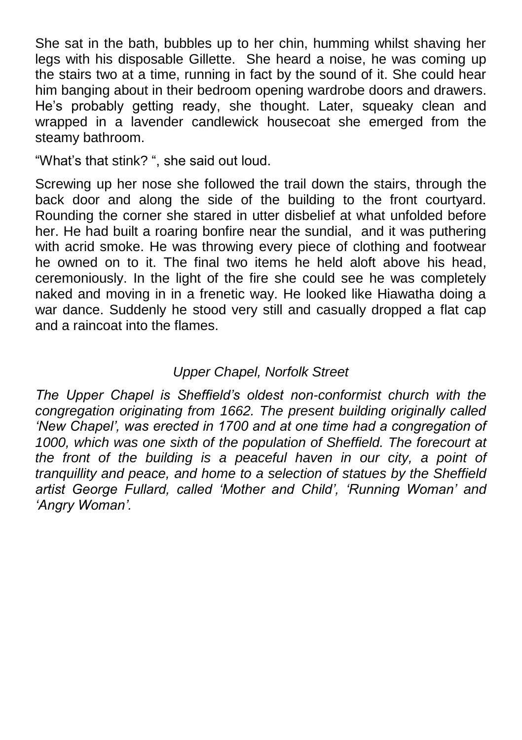She sat in the bath, bubbles up to her chin, humming whilst shaving her legs with his disposable Gillette. She heard a noise, he was coming up the stairs two at a time, running in fact by the sound of it. She could hear him banging about in their bedroom opening wardrobe doors and drawers. He's probably getting ready, she thought. Later, squeaky clean and wrapped in a lavender candlewick housecoat she emerged from the steamy bathroom.

"What's that stink? ", she said out loud.

Screwing up her nose she followed the trail down the stairs, through the back door and along the side of the building to the front courtyard. Rounding the corner she stared in utter disbelief at what unfolded before her. He had built a roaring bonfire near the sundial, and it was puthering with acrid smoke. He was throwing every piece of clothing and footwear he owned on to it. The final two items he held aloft above his head, ceremoniously. In the light of the fire she could see he was completely naked and moving in in a frenetic way. He looked like Hiawatha doing a war dance. Suddenly he stood very still and casually dropped a flat cap and a raincoat into the flames.

*Upper Chapel, Norfolk Street*

*The Upper Chapel is Sheffield's oldest non-conformist church with the congregation originating from 1662. The present building originally called 'New Chapel', was erected in 1700 and at one time had a congregation of 1000, which was one sixth of the population of Sheffield. The forecourt at the front of the building is a peaceful haven in our city, a point of tranquillity and peace, and home to a selection of statues by the Sheffield artist George Fullard, called 'Mother and Child', 'Running Woman' and 'Angry Woman'.*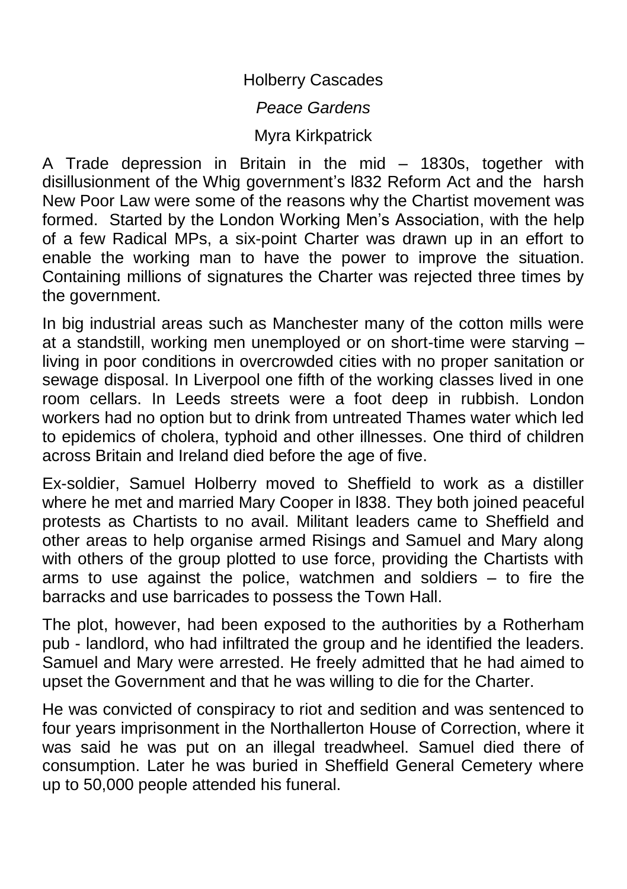# Holberry Cascades

*Peace Gardens*

Myra Kirkpatrick

A Trade depression in Britain in the mid – 1830s, together with disillusionment of the Whig government's l832 Reform Act and the harsh New Poor Law were some of the reasons why the Chartist movement was formed. Started by the London Working Men's Association, with the help of a few Radical MPs, a six-point Charter was drawn up in an effort to enable the working man to have the power to improve the situation. Containing millions of signatures the Charter was rejected three times by the government.

In big industrial areas such as Manchester many of the cotton mills were at a standstill, working men unemployed or on short-time were starving – living in poor conditions in overcrowded cities with no proper sanitation or sewage disposal. In Liverpool one fifth of the working classes lived in one room cellars. In Leeds streets were a foot deep in rubbish. London workers had no option but to drink from untreated Thames water which led to epidemics of cholera, typhoid and other illnesses. One third of children across Britain and Ireland died before the age of five.

Ex-soldier, Samuel Holberry moved to Sheffield to work as a distiller where he met and married Mary Cooper in l838. They both joined peaceful protests as Chartists to no avail. Militant leaders came to Sheffield and other areas to help organise armed Risings and Samuel and Mary along with others of the group plotted to use force, providing the Chartists with arms to use against the police, watchmen and soldiers – to fire the barracks and use barricades to possess the Town Hall.

The plot, however, had been exposed to the authorities by a Rotherham pub - landlord, who had infiltrated the group and he identified the leaders. Samuel and Mary were arrested. He freely admitted that he had aimed to upset the Government and that he was willing to die for the Charter.

He was convicted of conspiracy to riot and sedition and was sentenced to four years imprisonment in the Northallerton House of Correction, where it was said he was put on an illegal treadwheel. Samuel died there of consumption. Later he was buried in Sheffield General Cemetery where up to 50,000 people attended his funeral.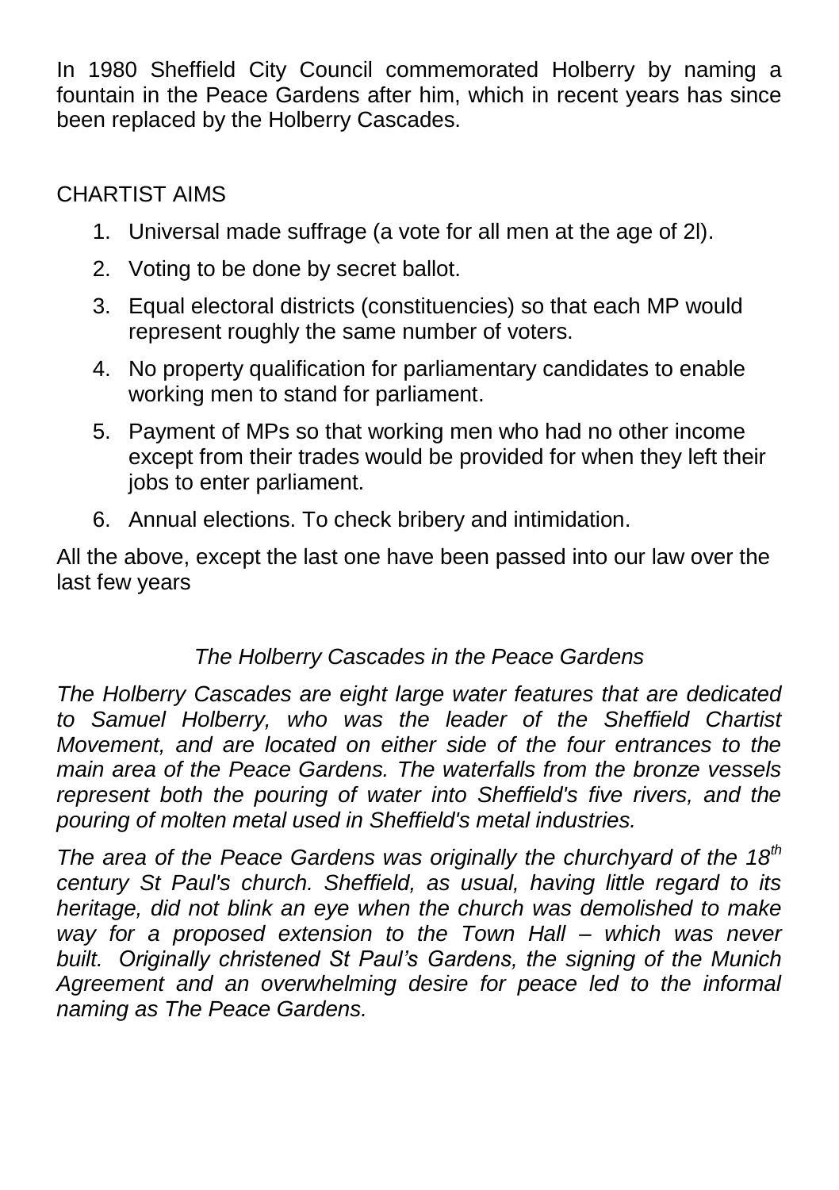In 1980 Sheffield City Council commemorated Holberry by naming a fountain in the Peace Gardens after him, which in recent years has since been replaced by the Holberry Cascades.

CHARTIST AIMS

1. Universal made suffrage (a vote for all men at the age of 2l).
2. Voting to be done by secret ballot.
3. Equal electoral districts (constituencies) so that each MP would represent roughly the same number of voters.
4. No property qualification for parliamentary candidates to enable working men to stand for parliament.
5. Payment of MPs so that working men who had no other income except from their trades would be provided for when they left their jobs to enter parliament.
6. Annual elections. To check bribery and intimidation.

All the above, except the last one have been passed into our law over the last few years

*The Holberry Cascades in the Peace Gardens*

*The Holberry Cascades are eight large water features that are dedicated to Samuel Holberry, who was the leader of the Sheffield Chartist Movement, and are located on either side of the four entrances to the main area of the Peace Gardens. The waterfalls from the bronze vessels represent both the pouring of water into Sheffield's five rivers, and the pouring of molten metal used in Sheffield's metal industries.*

*The area of the Peace Gardens was originally the churchyard of the 18th century St Paul's church. Sheffield, as usual, having little regard to its heritage, did not blink an eye when the church was demolished to make way for a proposed extension to the Town Hall – which was never built. Originally christened St Paul's Gardens, the signing of the Munich Agreement and an overwhelming desire for peace led to the informal naming as The Peace Gardens.*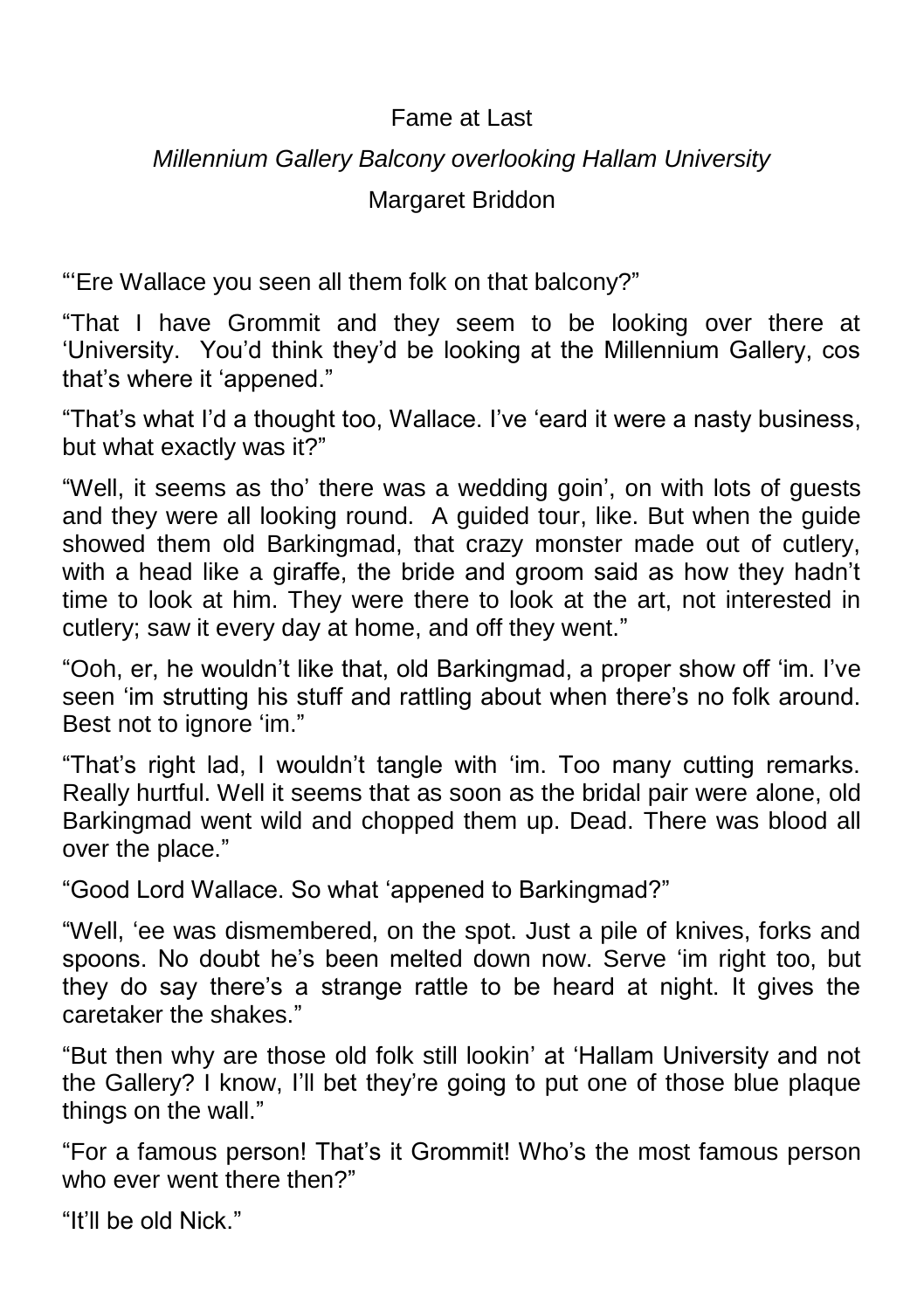# Fame at Last

*Millennium Gallery Balcony overlooking Hallam University*

Margaret Briddon

"'Ere Wallace you seen all them folk on that balcony?"

"That I have Grommit and they seem to be looking over there at 'University. You'd think they'd be looking at the Millennium Gallery, cos that's where it 'appened."

"That's what I'd a thought too, Wallace. I've 'eard it were a nasty business, but what exactly was it?"

"Well, it seems as tho' there was a wedding goin', on with lots of guests and they were all looking round. A guided tour, like. But when the guide showed them old Barkingmad, that crazy monster made out of cutlery, with a head like a giraffe, the bride and groom said as how they hadn't time to look at him. They were there to look at the art, not interested in cutlery; saw it every day at home, and off they went."

"Ooh, er, he wouldn't like that, old Barkingmad, a proper show off 'im. I've seen 'im strutting his stuff and rattling about when there's no folk around. Best not to ignore 'im."

"That's right lad, I wouldn't tangle with 'im. Too many cutting remarks. Really hurtful. Well it seems that as soon as the bridal pair were alone, old Barkingmad went wild and chopped them up. Dead. There was blood all over the place."

"Good Lord Wallace. So what 'appened to Barkingmad?"

"Well, 'ee was dismembered, on the spot. Just a pile of knives, forks and spoons. No doubt he's been melted down now. Serve 'im right too, but they do say there's a strange rattle to be heard at night. It gives the caretaker the shakes."

"But then why are those old folk still lookin' at 'Hallam University and not the Gallery? I know, I'll bet they're going to put one of those blue plaque things on the wall."

"For a famous person! That's it Grommit! Who's the most famous person who ever went there then?"

"It'll be old Nick."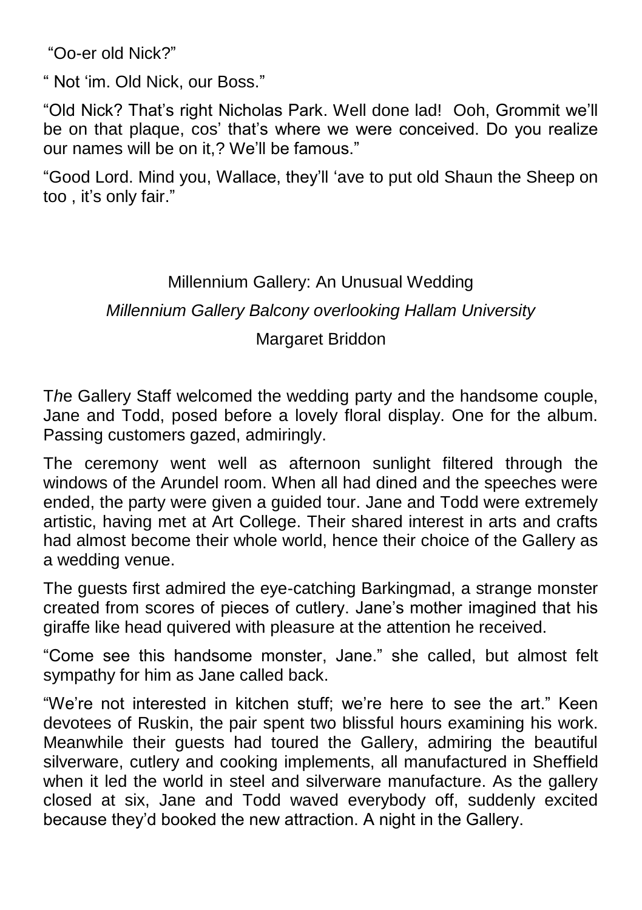"Oo-er old Nick?"

" Not 'im. Old Nick, our Boss."

"Old Nick? That's right Nicholas Park. Well done lad!  Ooh, Grommit we'll be on that plaque, cos' that's where we were conceived. Do you realize our names will be on it,? We'll be famous."

"Good Lord. Mind you, Wallace, they'll 'ave to put old Shaun the Sheep on too , it's only fair."

## Millennium Gallery: An Unusual Wedding

*Millennium Gallery Balcony overlooking Hallam University*

Margaret Briddon

T*he* Gallery Staff welcomed the wedding party and the handsome couple, Jane and Todd, posed before a lovely floral display. One for the album. Passing customers gazed, admiringly.

The ceremony went well as afternoon sunlight filtered through the windows of the Arundel room. When all had dined and the speeches were ended, the party were given a guided tour. Jane and Todd were extremely artistic, having met at Art College. Their shared interest in arts and crafts had almost become their whole world, hence their choice of the Gallery as a wedding venue.

The guests first admired the eye-catching Barkingmad, a strange monster created from scores of pieces of cutlery. Jane's mother imagined that his giraffe like head quivered with pleasure at the attention he received.

"Come see this handsome monster, Jane." she called, but almost felt sympathy for him as Jane called back.

"We're not interested in kitchen stuff; we're here to see the art." Keen devotees of Ruskin, the pair spent two blissful hours examining his work. Meanwhile their guests had toured the Gallery, admiring the beautiful silverware, cutlery and cooking implements, all manufactured in Sheffield when it led the world in steel and silverware manufacture. As the gallery closed at six, Jane and Todd waved everybody off, suddenly excited because they'd booked the new attraction. A night in the Gallery.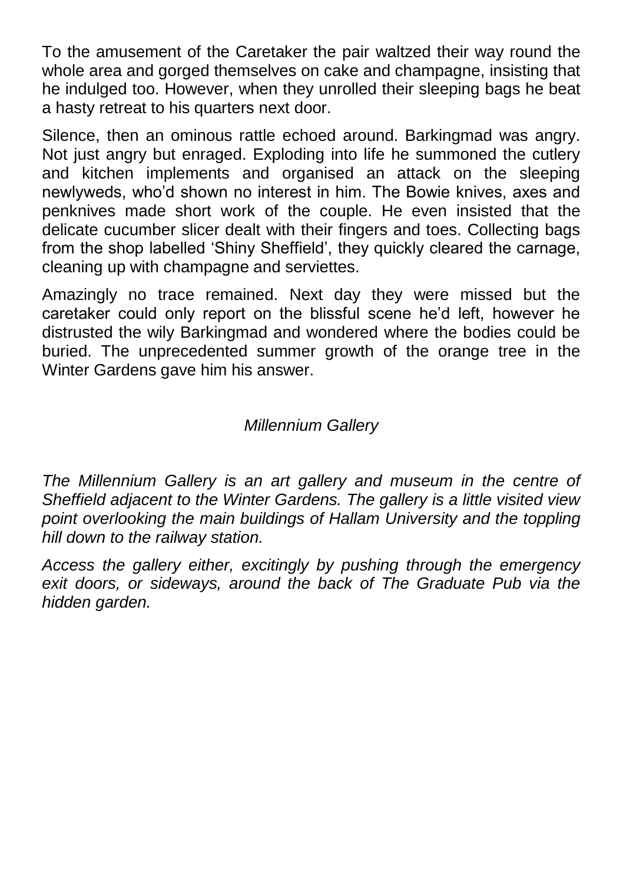To the amusement of the Caretaker the pair waltzed their way round the whole area and gorged themselves on cake and champagne, insisting that he indulged too. However, when they unrolled their sleeping bags he beat a hasty retreat to his quarters next door.

Silence, then an ominous rattle echoed around. Barkingmad was angry. Not just angry but enraged. Exploding into life he summoned the cutlery and kitchen implements and organised an attack on the sleeping newlyweds, who'd shown no interest in him. The Bowie knives, axes and penknives made short work of the couple. He even insisted that the delicate cucumber slicer dealt with their fingers and toes. Collecting bags from the shop labelled 'Shiny Sheffield', they quickly cleared the carnage, cleaning up with champagne and serviettes.

Amazingly no trace remained. Next day they were missed but the caretaker could only report on the blissful scene he'd left, however he distrusted the wily Barkingmad and wondered where the bodies could be buried. The unprecedented summer growth of the orange tree in the Winter Gardens gave him his answer.

## *Millennium Gallery*

*The Millennium Gallery is an art gallery and museum in the centre of Sheffield adjacent to the Winter Gardens. The gallery is a little visited view point overlooking the main buildings of Hallam University and the toppling hill down to the railway station.*

*Access the gallery either, excitingly by pushing through the emergency exit doors, or sideways, around the back of The Graduate Pub via the hidden garden.*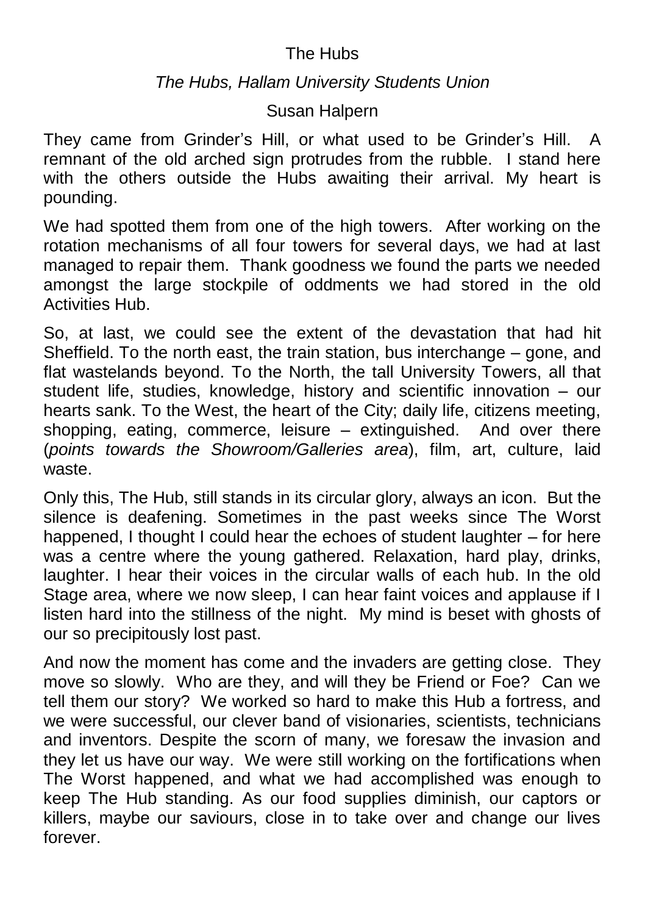# The Hubs

*The Hubs, Hallam University Students Union*

Susan Halpern

They came from Grinder's Hill, or what used to be Grinder's Hill. A remnant of the old arched sign protrudes from the rubble. I stand here with the others outside the Hubs awaiting their arrival. My heart is pounding.

We had spotted them from one of the high towers. After working on the rotation mechanisms of all four towers for several days, we had at last managed to repair them. Thank goodness we found the parts we needed amongst the large stockpile of oddments we had stored in the old Activities Hub.

So, at last, we could see the extent of the devastation that had hit Sheffield. To the north east, the train station, bus interchange – gone, and flat wastelands beyond. To the North, the tall University Towers, all that student life, studies, knowledge, history and scientific innovation – our hearts sank. To the West, the heart of the City; daily life, citizens meeting, shopping, eating, commerce, leisure – extinguished. And over there (*points towards the Showroom/Galleries area*), film, art, culture, laid waste.

Only this, The Hub, still stands in its circular glory, always an icon. But the silence is deafening. Sometimes in the past weeks since The Worst happened, I thought I could hear the echoes of student laughter – for here was a centre where the young gathered. Relaxation, hard play, drinks, laughter. I hear their voices in the circular walls of each hub. In the old Stage area, where we now sleep, I can hear faint voices and applause if I listen hard into the stillness of the night. My mind is beset with ghosts of our so precipitously lost past.

And now the moment has come and the invaders are getting close. They move so slowly. Who are they, and will they be Friend or Foe? Can we tell them our story? We worked so hard to make this Hub a fortress, and we were successful, our clever band of visionaries, scientists, technicians and inventors. Despite the scorn of many, we foresaw the invasion and they let us have our way. We were still working on the fortifications when The Worst happened, and what we had accomplished was enough to keep The Hub standing. As our food supplies diminish, our captors or killers, maybe our saviours, close in to take over and change our lives forever.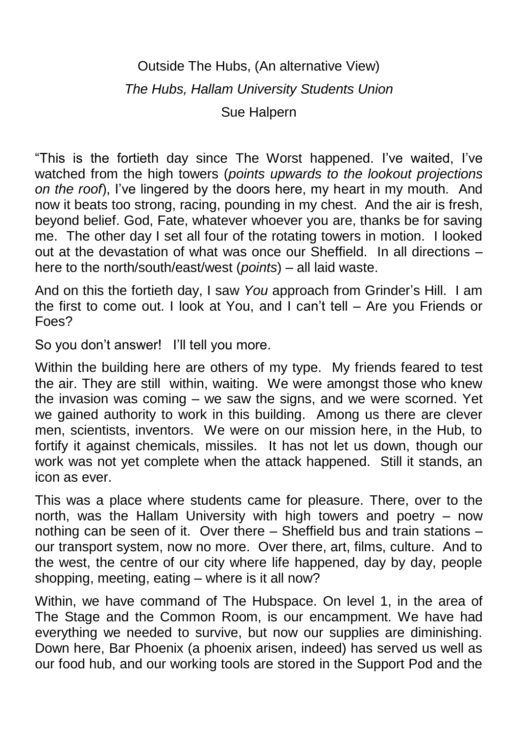Outside The Hubs, (An alternative View)

*The Hubs, Hallam University Students Union*

Sue Halpern

"This is the fortieth day since The Worst happened. I've waited, I've watched from the high towers (*points upwards to the lookout projections on the roof*), I've lingered by the doors here, my heart in my mouth. And now it beats too strong, racing, pounding in my chest. And the air is fresh, beyond belief. God, Fate, whatever whoever you are, thanks be for saving me. The other day I set all four of the rotating towers in motion. I looked out at the devastation of what was once our Sheffield. In all directions – here to the north/south/east/west (*points*) – all laid waste.

And on this the fortieth day, I saw *You* approach from Grinder's Hill. I am the first to come out. I look at You, and I can't tell – Are you Friends or Foes?

So you don't answer! I'll tell you more.

Within the building here are others of my type. My friends feared to test the air. They are still within, waiting. We were amongst those who knew the invasion was coming – we saw the signs, and we were scorned. Yet we gained authority to work in this building. Among us there are clever men, scientists, inventors. We were on our mission here, in the Hub, to fortify it against chemicals, missiles. It has not let us down, though our work was not yet complete when the attack happened. Still it stands, an icon as ever.

This was a place where students came for pleasure. There, over to the north, was the Hallam University with high towers and poetry – now nothing can be seen of it. Over there – Sheffield bus and train stations – our transport system, now no more. Over there, art, films, culture. And to the west, the centre of our city where life happened, day by day, people shopping, meeting, eating – where is it all now?

Within, we have command of The Hubspace. On level 1, in the area of The Stage and the Common Room, is our encampment. We have had everything we needed to survive, but now our supplies are diminishing. Down here, Bar Phoenix (a phoenix arisen, indeed) has served us well as our food hub, and our working tools are stored in the Support Pod and the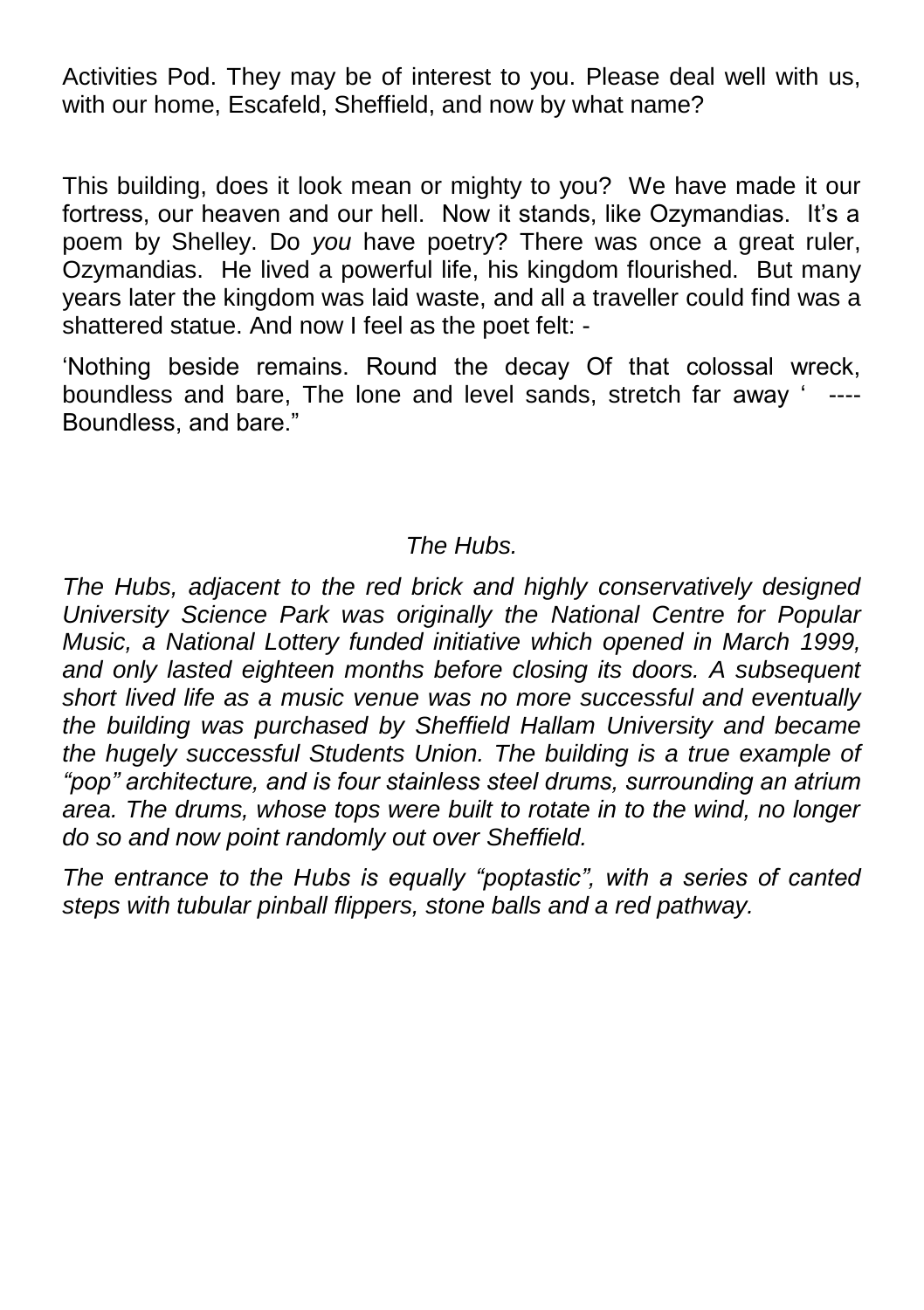Activities Pod. They may be of interest to you. Please deal well with us, with our home, Escafeld, Sheffield, and now by what name?

This building, does it look mean or mighty to you? We have made it our fortress, our heaven and our hell. Now it stands, like Ozymandias. It's a poem by Shelley. Do *you* have poetry? There was once a great ruler, Ozymandias. He lived a powerful life, his kingdom flourished. But many years later the kingdom was laid waste, and all a traveller could find was a shattered statue. And now I feel as the poet felt: -

'Nothing beside remains. Round the decay Of that colossal wreck, boundless and bare, The lone and level sands, stretch far away ' ---- Boundless, and bare."

*The Hubs.*

*The Hubs, adjacent to the red brick and highly conservatively designed University Science Park was originally the National Centre for Popular Music, a National Lottery funded initiative which opened in March 1999, and only lasted eighteen months before closing its doors. A subsequent short lived life as a music venue was no more successful and eventually the building was purchased by Sheffield Hallam University and became the hugely successful Students Union. The building is a true example of "pop" architecture, and is four stainless steel drums, surrounding an atrium area. The drums, whose tops were built to rotate in to the wind, no longer do so and now point randomly out over Sheffield.*

*The entrance to the Hubs is equally "poptastic", with a series of canted steps with tubular pinball flippers, stone balls and a red pathway.*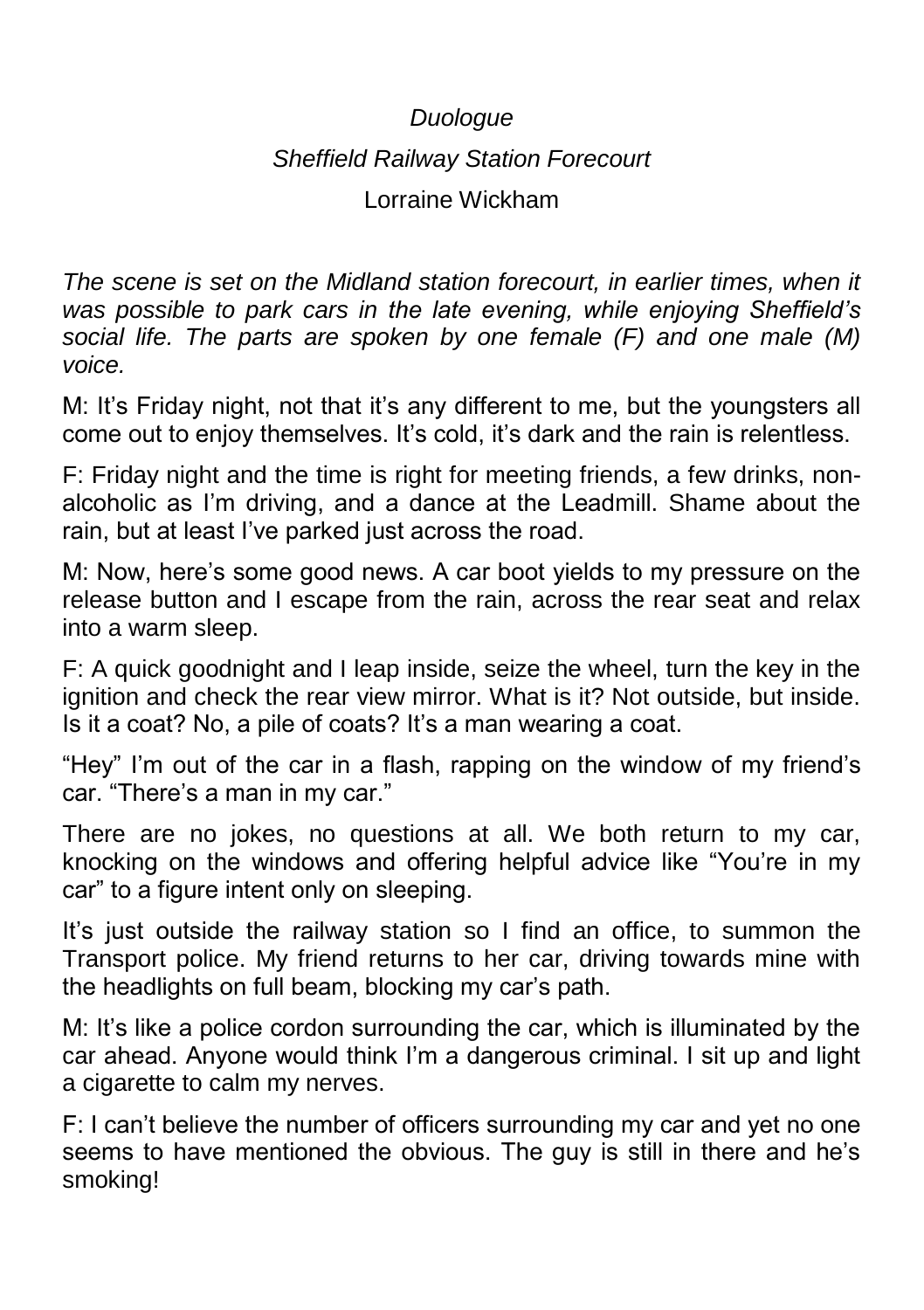*Duologue*

*Sheffield Railway Station Forecourt*

Lorraine Wickham

*The scene is set on the Midland station forecourt, in earlier times, when it was possible to park cars in the late evening, while enjoying Sheffield's social life. The parts are spoken by one female (F) and one male (M) voice.*

M: It's Friday night, not that it's any different to me, but the youngsters all come out to enjoy themselves. It's cold, it's dark and the rain is relentless.

F: Friday night and the time is right for meeting friends, a few drinks, non-alcoholic as I'm driving, and a dance at the Leadmill. Shame about the rain, but at least I've parked just across the road.

M: Now, here's some good news. A car boot yields to my pressure on the release button and I escape from the rain, across the rear seat and relax into a warm sleep.

F: A quick goodnight and I leap inside, seize the wheel, turn the key in the ignition and check the rear view mirror. What is it? Not outside, but inside. Is it a coat? No, a pile of coats? It's a man wearing a coat.

"Hey" I'm out of the car in a flash, rapping on the window of my friend's car. "There's a man in my car."

There are no jokes, no questions at all. We both return to my car, knocking on the windows and offering helpful advice like "You're in my car" to a figure intent only on sleeping.

It's just outside the railway station so I find an office, to summon the Transport police. My friend returns to her car, driving towards mine with the headlights on full beam, blocking my car's path.

M: It's like a police cordon surrounding the car, which is illuminated by the car ahead. Anyone would think I'm a dangerous criminal. I sit up and light a cigarette to calm my nerves.

F: I can't believe the number of officers surrounding my car and yet no one seems to have mentioned the obvious. The guy is still in there and he's smoking!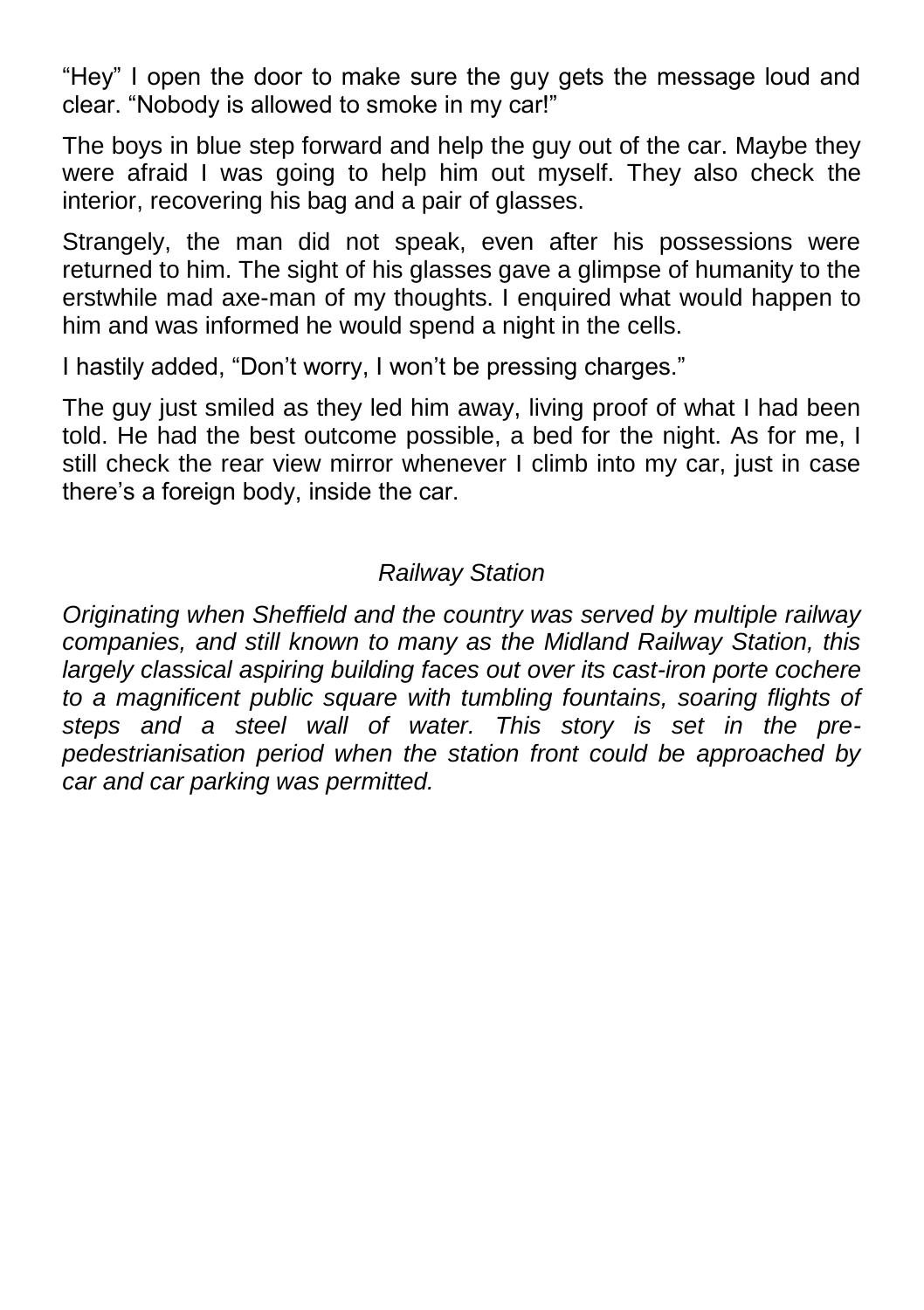"Hey" I open the door to make sure the guy gets the message loud and clear. "Nobody is allowed to smoke in my car!"

The boys in blue step forward and help the guy out of the car. Maybe they were afraid I was going to help him out myself. They also check the interior, recovering his bag and a pair of glasses.

Strangely, the man did not speak, even after his possessions were returned to him. The sight of his glasses gave a glimpse of humanity to the erstwhile mad axe-man of my thoughts. I enquired what would happen to him and was informed he would spend a night in the cells.

I hastily added, "Don't worry, I won't be pressing charges."

The guy just smiled as they led him away, living proof of what I had been told. He had the best outcome possible, a bed for the night. As for me, I still check the rear view mirror whenever I climb into my car, just in case there's a foreign body, inside the car.

### *Railway Station*

*Originating when Sheffield and the country was served by multiple railway companies, and still known to many as the Midland Railway Station, this largely classical aspiring building faces out over its cast-iron porte cochere to a magnificent public square with tumbling fountains, soaring flights of steps and a steel wall of water. This story is set in the pre-pedestrianisation period when the station front could be approached by car and car parking was permitted.*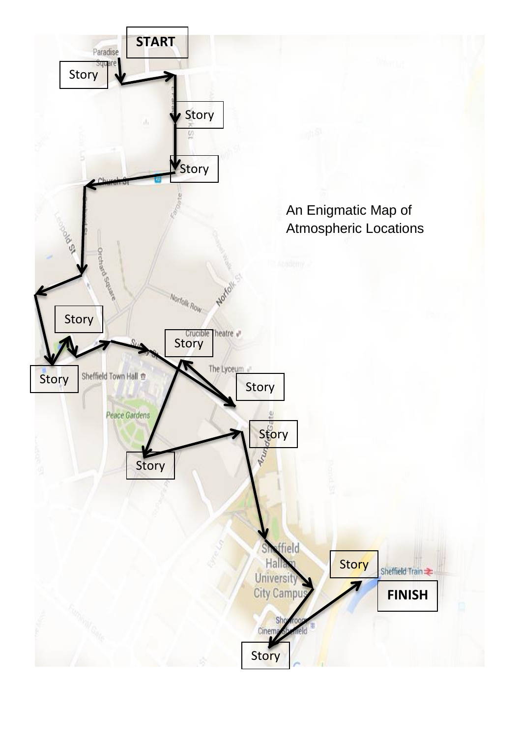START

Story

Story

Story

An Enigmatic Map of Atmospheric Locations

Story

Story

Story

Story

Story

Story

Story

Story

FINISH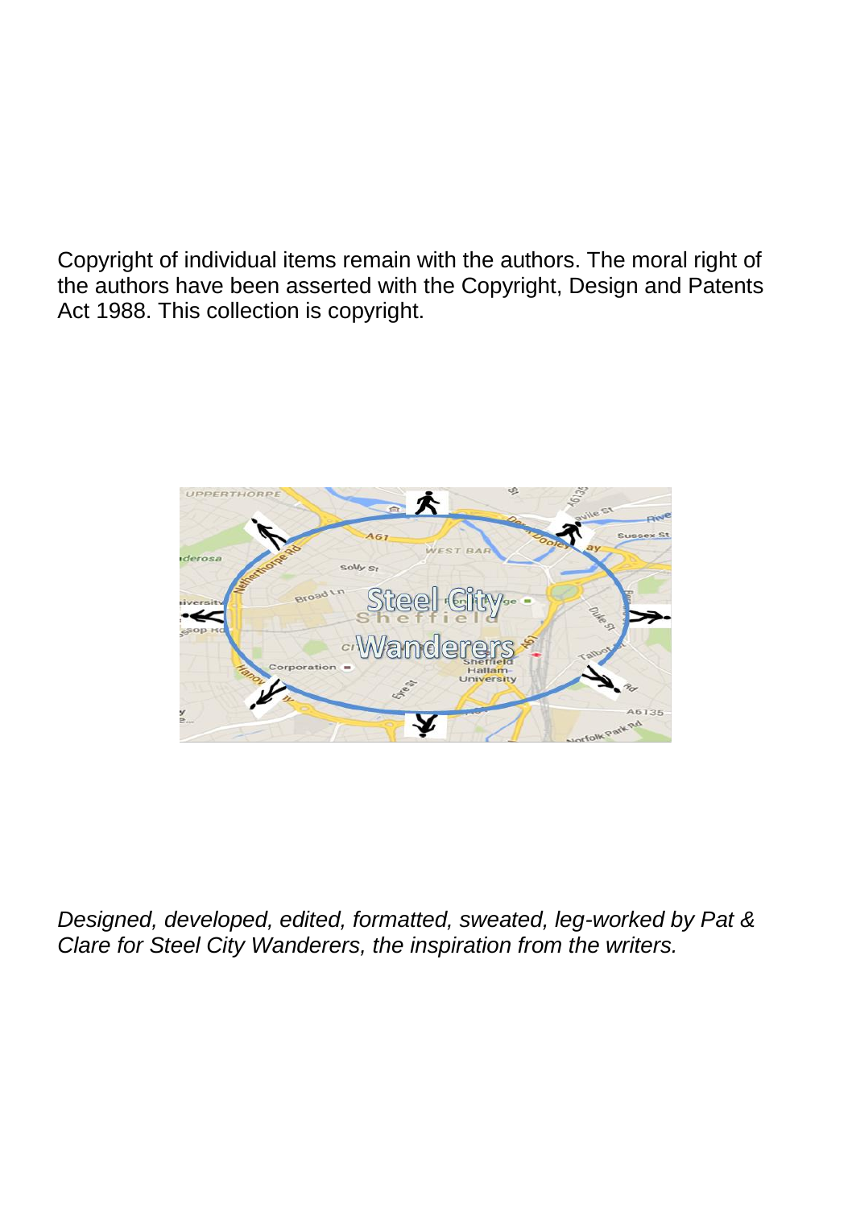Copyright of individual items remain with the authors. The moral right of the authors have been asserted with the Copyright, Design and Patents Act 1988. This collection is copyright.

*Designed, developed, edited, formatted, sweated, leg-worked by Pat & Clare for Steel City Wanderers, the inspiration from the writers.*